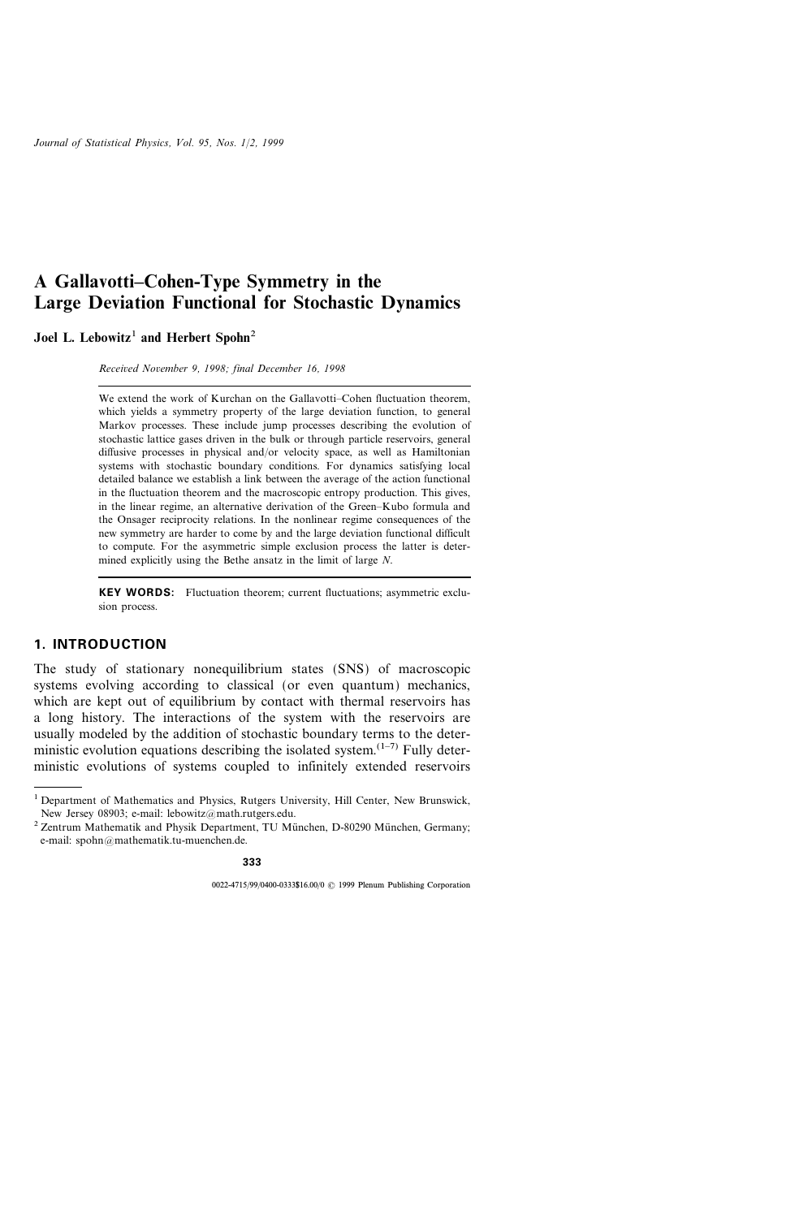# A Gallavotti–Cohen-Type Symmetry in the Large Deviation Functional for Stochastic Dynamics

**Joel L. Lebowitz**[1] **and Herbert Spohn**[2]

*Received November 9, 1998; final December 16, 1998*

We extend the work of Kurchan on the Gallavotti–Cohen fluctuation theorem, which yields a symmetry property of the large deviation function, to general Markov processes. These include jump processes describing the evolution of stochastic lattice gases driven in the bulk or through particle reservoirs, general diffusive processes in physical and/or velocity space, as well as Hamiltonian systems with stochastic boundary conditions. For dynamics satisfying local detailed balance we establish a link between the average of the action functional in the fluctuation theorem and the macroscopic entropy production. This gives, in the linear regime, an alternative derivation of the Green–Kubo formula and the Onsager reciprocity relations. In the nonlinear regime consequences of the new symmetry are harder to come by and the large deviation functional difficult to compute. For the asymmetric simple exclusion process the latter is determined explicitly using the Bethe ansatz in the limit of large $N$.

**KEY WORDS:** Fluctuation theorem; current fluctuations; asymmetric exclusion process.

## 1. INTRODUCTION

The study of stationary nonequilibrium states (SNS) of macroscopic systems evolving according to classical (or even quantum) mechanics, which are kept out of equilibrium by contact with thermal reservoirs has a long history. The interactions of the system with the reservoirs are usually modeled by the addition of stochastic boundary terms to the deterministic evolution equations describing the isolated system.[1–7] Fully deterministic evolutions of systems coupled to infinitely extended reservoirs

---

[1] Department of Mathematics and Physics, Rutgers University, Hill Center, New Brunswick, New Jersey 08903; e-mail: lebowitz@math.rutgers.edu.

[2] Zentrum Mathematik and Physik Department, TU München, D-80290 München, Germany; e-mail: spohn@mathematik.tu-muenchen.de.

0022-4715/99/0400-0333$16.00/0 © 1999 Plenum Publishing Corporation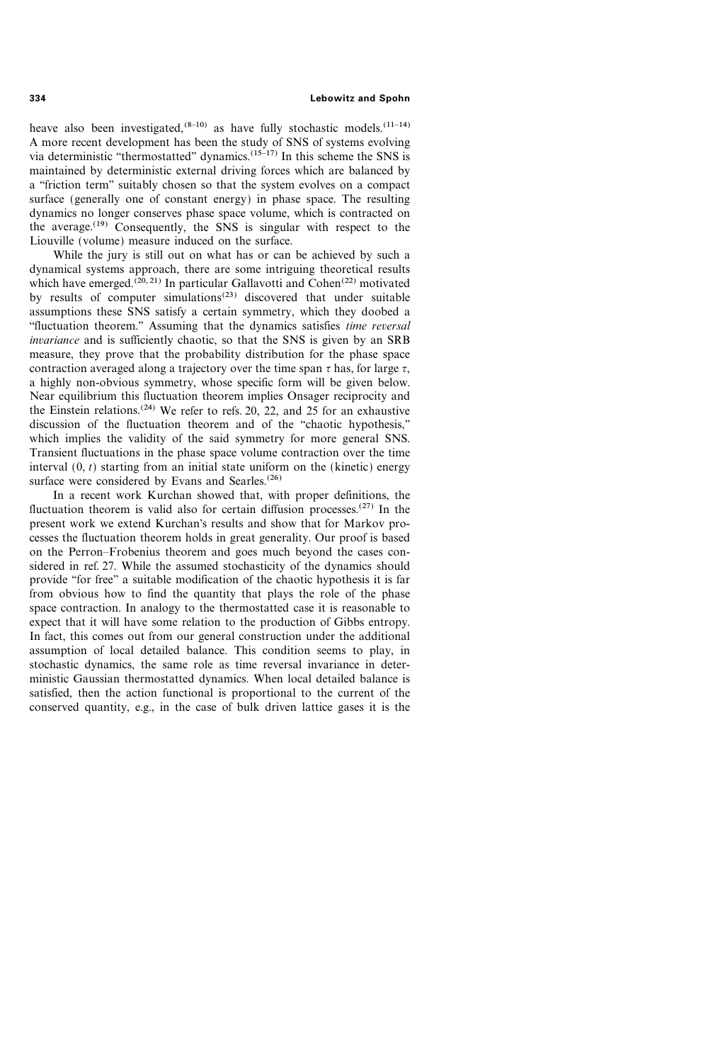heave also been investigated,[8–10] as have fully stochastic models.[11–14] A more recent development has been the study of SNS of systems evolving via deterministic "thermostatted" dynamics.[15–17] In this scheme the SNS is maintained by deterministic external driving forces which are balanced by a "friction term" suitably chosen so that the system evolves on a compact surface (generally one of constant energy) in phase space. The resulting dynamics no longer conserves phase space volume, which is contracted on the average.[19] Consequently, the SNS is singular with respect to the Liouville (volume) measure induced on the surface.

While the jury is still out on what has or can be achieved by such a dynamical systems approach, there are some intriguing theoretical results which have emerged.[20, 21] In particular Gallavotti and Cohen[22] motivated by results of computer simulations[23] discovered that under suitable assumptions these SNS satisfy a certain symmetry, which they doobed a "fluctuation theorem." Assuming that the dynamics satisfies *time reversal invariance* and is sufficiently chaotic, so that the SNS is given by an SRB measure, they prove that the probability distribution for the phase space contraction averaged along a trajectory over the time span $\tau$ has, for large $\tau$, a highly non-obvious symmetry, whose specific form will be given below. Near equilibrium this fluctuation theorem implies Onsager reciprocity and the Einstein relations.[24] We refer to refs. 20, 22, and 25 for an exhaustive discussion of the fluctuation theorem and of the "chaotic hypothesis," which implies the validity of the said symmetry for more general SNS. Transient fluctuations in the phase space volume contraction over the time interval $(0, t)$ starting from an initial state uniform on the (kinetic) energy surface were considered by Evans and Searles.[26]

In a recent work Kurchan showed that, with proper definitions, the fluctuation theorem is valid also for certain diffusion processes.[27] In the present work we extend Kurchan's results and show that for Markov processes the fluctuation theorem holds in great generality. Our proof is based on the Perron–Frobenius theorem and goes much beyond the cases considered in ref. 27. While the assumed stochasticity of the dynamics should provide "for free" a suitable modification of the chaotic hypothesis it is far from obvious how to find the quantity that plays the role of the phase space contraction. In analogy to the thermostatted case it is reasonable to expect that it will have some relation to the production of Gibbs entropy. In fact, this comes out from our general construction under the additional assumption of local detailed balance. This condition seems to play, in stochastic dynamics, the same role as time reversal invariance in deterministic Gaussian thermostatted dynamics. When local detailed balance is satisfied, then the action functional is proportional to the current of the conserved quantity, e.g., in the case of bulk driven lattice gases it is the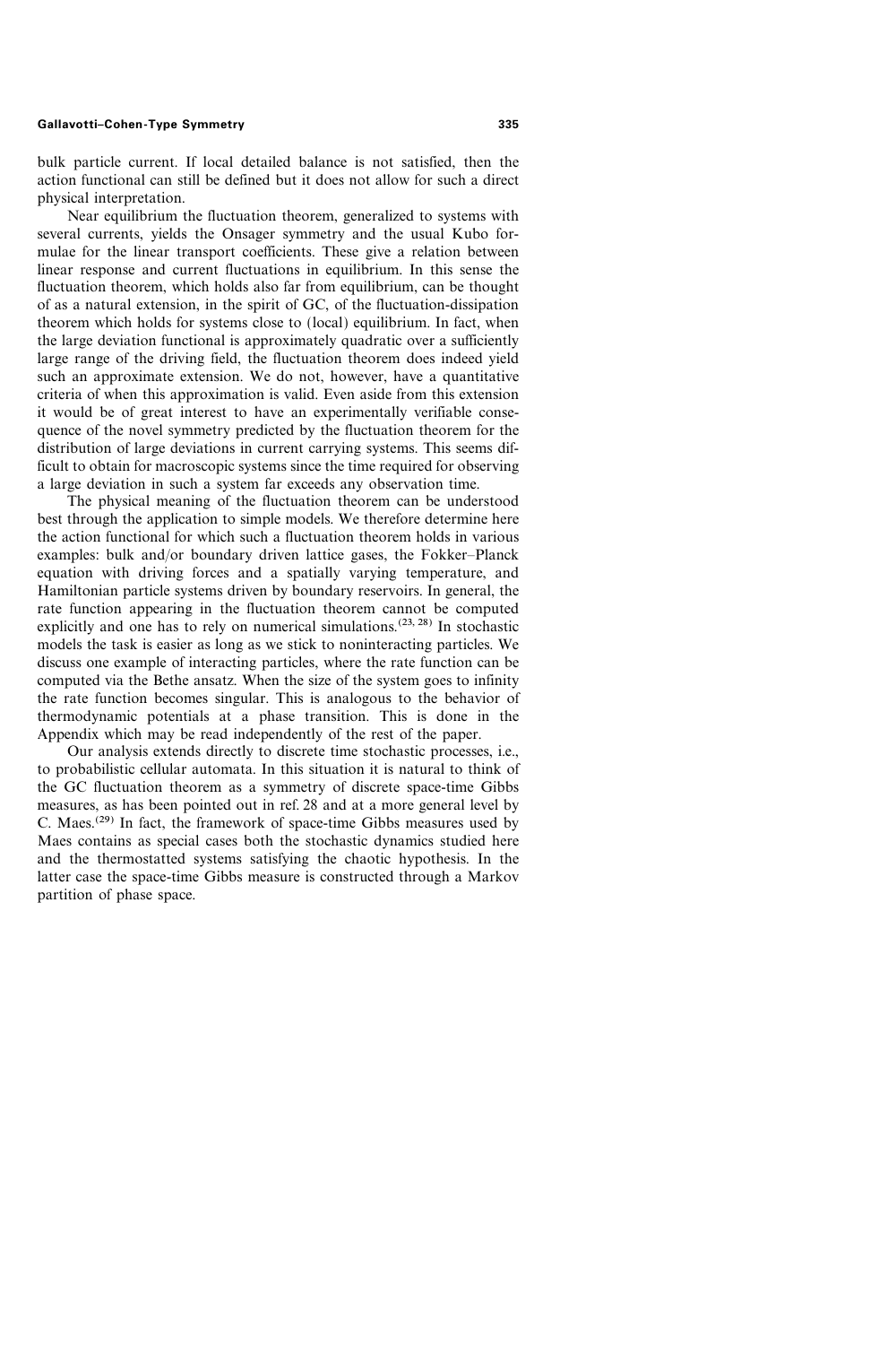bulk particle current. If local detailed balance is not satisfied, then the action functional can still be defined but it does not allow for such a direct physical interpretation.

Near equilibrium the fluctuation theorem, generalized to systems with several currents, yields the Onsager symmetry and the usual Kubo formulae for the linear transport coefficients. These give a relation between linear response and current fluctuations in equilibrium. In this sense the fluctuation theorem, which holds also far from equilibrium, can be thought of as a natural extension, in the spirit of GC, of the fluctuation-dissipation theorem which holds for systems close to (local) equilibrium. In fact, when the large deviation functional is approximately quadratic over a sufficiently large range of the driving field, the fluctuation theorem does indeed yield such an approximate extension. We do not, however, have a quantitative criteria of when this approximation is valid. Even aside from this extension it would be of great interest to have an experimentally verifiable consequence of the novel symmetry predicted by the fluctuation theorem for the distribution of large deviations in current carrying systems. This seems difficult to obtain for macroscopic systems since the time required for observing a large deviation in such a system far exceeds any observation time.

The physical meaning of the fluctuation theorem can be understood best through the application to simple models. We therefore determine here the action functional for which such a fluctuation theorem holds in various examples: bulk and/or boundary driven lattice gases, the Fokker–Planck equation with driving forces and a spatially varying temperature, and Hamiltonian particle systems driven by boundary reservoirs. In general, the rate function appearing in the fluctuation theorem cannot be computed explicitly and one has to rely on numerical simulations.[23, 28] In stochastic models the task is easier as long as we stick to noninteracting particles. We discuss one example of interacting particles, where the rate function can be computed via the Bethe ansatz. When the size of the system goes to infinity the rate function becomes singular. This is analogous to the behavior of thermodynamic potentials at a phase transition. This is done in the Appendix which may be read independently of the rest of the paper.

Our analysis extends directly to discrete time stochastic processes, i.e., to probabilistic cellular automata. In this situation it is natural to think of the GC fluctuation theorem as a symmetry of discrete space-time Gibbs measures, as has been pointed out in ref. 28 and at a more general level by C. Maes.[29] In fact, the framework of space-time Gibbs measures used by Maes contains as special cases both the stochastic dynamics studied here and the thermostatted systems satisfying the chaotic hypothesis. In the latter case the space-time Gibbs measure is constructed through a Markov partition of phase space.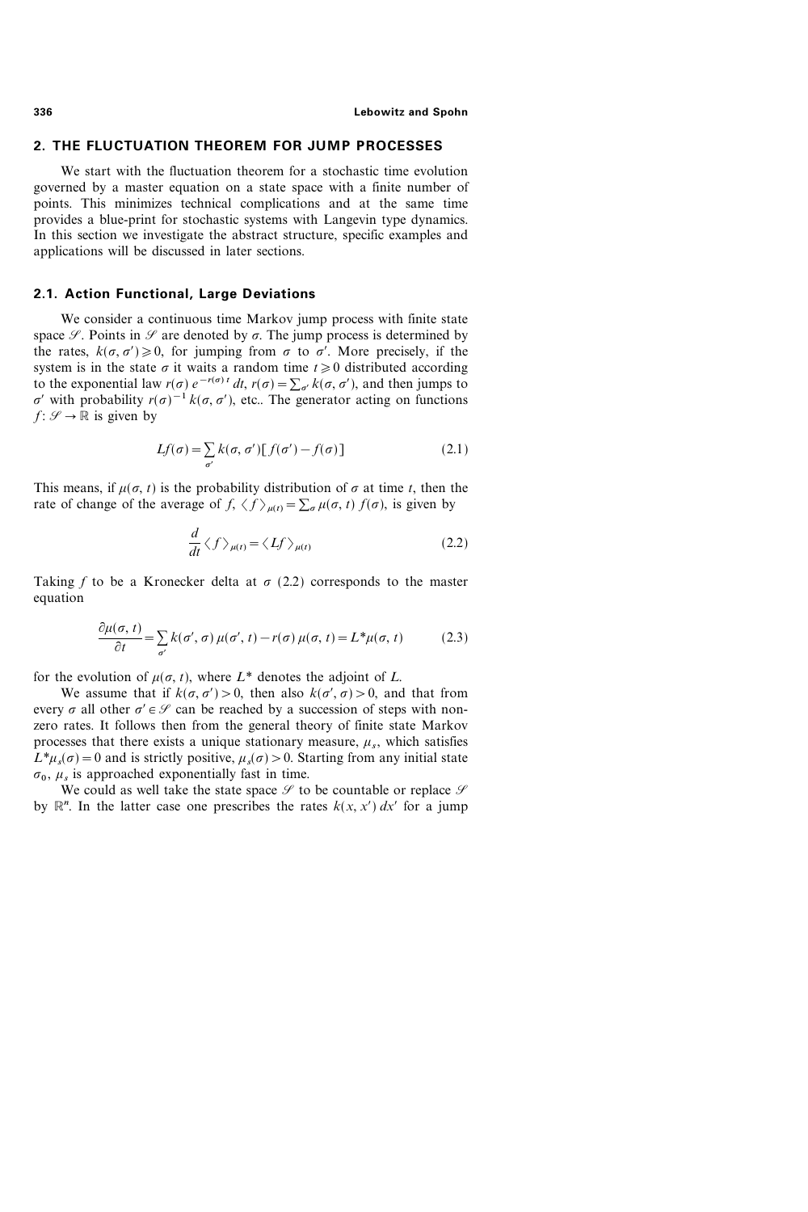## 2. THE FLUCTUATION THEOREM FOR JUMP PROCESSES

We start with the fluctuation theorem for a stochastic time evolution governed by a master equation on a state space with a finite number of points. This minimizes technical complications and at the same time provides a blue-print for stochastic systems with Langevin type dynamics. In this section we investigate the abstract structure, specific examples and applications will be discussed in later sections.

### 2.1. Action Functional, Large Deviations

We consider a continuous time Markov jump process with finite state space $\mathscr{S}$. Points in $\mathscr{S}$ are denoted by $\sigma$. The jump process is determined by the rates, $k(\sigma, \sigma') \geqslant 0$, for jumping from $\sigma$ to $\sigma'$. More precisely, if the system is in the state $\sigma$ it waits a random time $t \geqslant 0$ distributed according to the exponential law $r(\sigma)\, e^{-r(\sigma)\, t}\, dt$, $r(\sigma) = \sum_{\sigma'} k(\sigma, \sigma')$, and then jumps to $\sigma'$ with probability $r(\sigma)^{-1}\, k(\sigma, \sigma')$, etc.. The generator acting on functions $f \colon \mathscr{S} \to \mathbb{R}$ is given by

$$Lf(\sigma) = \sum_{\sigma'} k(\sigma, \sigma')[\, f(\sigma') - f(\sigma)] \tag{2.1}$$

This means, if $\mu(\sigma, t)$ is the probability distribution of $\sigma$ at time $t$, then the rate of change of the average of $f$, $\langle f \rangle_{\mu(t)} = \sum_{\sigma} \mu(\sigma, t)\, f(\sigma)$, is given by

$$\frac{d}{dt} \langle f \rangle_{\mu(t)} = \langle Lf \rangle_{\mu(t)} \tag{2.2}$$

Taking $f$ to be a Kronecker delta at $\sigma$ (2.2) corresponds to the master equation

$$\frac{\partial \mu(\sigma, t)}{\partial t} = \sum_{\sigma'} k(\sigma', \sigma)\, \mu(\sigma', t) - r(\sigma)\, \mu(\sigma, t) = L^* \mu(\sigma, t) \tag{2.3}$$

for the evolution of $\mu(\sigma, t)$, where $L^*$ denotes the adjoint of $L$.

We assume that if $k(\sigma, \sigma') > 0$, then also $k(\sigma', \sigma) > 0$, and that from every $\sigma$ all other $\sigma' \in \mathscr{S}$ can be reached by a succession of steps with non-zero rates. It follows then from the general theory of finite state Markov processes that there exists a unique stationary measure, $\mu_s$, which satisfies $L^* \mu_s(\sigma) = 0$ and is strictly positive, $\mu_s(\sigma) > 0$. Starting from any initial state $\sigma_0$, $\mu_s$ is approached exponentially fast in time.

We could as well take the state space $\mathscr{S}$ to be countable or replace $\mathscr{S}$ by $\mathbb{R}^n$. In the latter case one prescribes the rates $k(x, x')\, dx'$ for a jump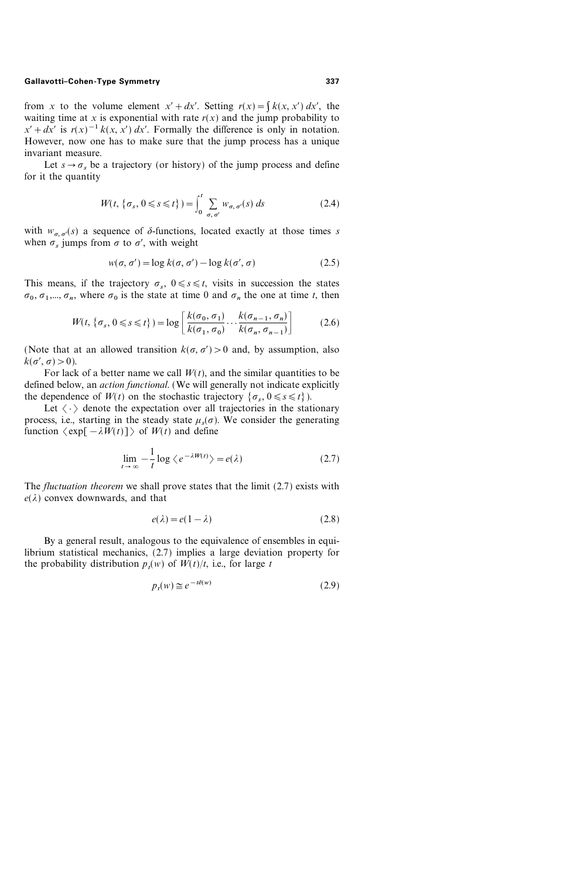from $x$ to the volume element $x' + dx'$. Setting $r(x) = \int k(x, x')\, dx'$, the waiting time at $x$ is exponential with rate $r(x)$ and the jump probability to $x' + dx'$ is $r(x)^{-1} k(x, x')\, dx'$. Formally the difference is only in notation. However, now one has to make sure that the jump process has a unique invariant measure.

Let $s \to \sigma_s$ be a trajectory (or history) of the jump process and define for it the quantity

$$W(t, \{\sigma_s, 0 \leqslant s \leqslant t\}) = \int_0^t \sum_{\sigma, \sigma'} w_{\sigma, \sigma'}(s)\, ds \tag{2.4}$$

with $w_{\sigma, \sigma'}(s)$ a sequence of $\delta$-functions, located exactly at those times $s$ when $\sigma_s$ jumps from $\sigma$ to $\sigma'$, with weight

$$w(\sigma, \sigma') = \log k(\sigma, \sigma') - \log k(\sigma', \sigma) \tag{2.5}$$

This means, if the trajectory $\sigma_s$, $0 \leqslant s \leqslant t$, visits in succession the states $\sigma_0, \sigma_1, ..., \sigma_n$, where $\sigma_0$ is the state at time 0 and $\sigma_n$ the one at time $t$, then

$$W(t, \{\sigma_s, 0 \leqslant s \leqslant t\}) = \log \left[ \frac{k(\sigma_0, \sigma_1)}{k(\sigma_1, \sigma_0)} \cdots \frac{k(\sigma_{n-1}, \sigma_n)}{k(\sigma_n, \sigma_{n-1})} \right] \tag{2.6}$$

(Note that at an allowed transition $k(\sigma, \sigma') > 0$ and, by assumption, also $k(\sigma', \sigma) > 0$).

For lack of a better name we call $W(t)$, and the similar quantities to be defined below, an *action functional*. (We will generally not indicate explicitly the dependence of $W(t)$ on the stochastic trajectory $\{\sigma_s, 0 \leqslant s \leqslant t\}$).

Let $\langle \cdot \rangle$ denote the expectation over all trajectories in the stationary process, i.e., starting in the steady state $\mu_s(\sigma)$. We consider the generating function $\langle \exp[-\lambda W(t)] \rangle$ of $W(t)$ and define

$$\lim_{t \to \infty} -\frac{1}{t} \log \langle e^{-\lambda W(t)} \rangle = e(\lambda) \tag{2.7}$$

The *fluctuation theorem* we shall prove states that the limit (2.7) exists with $e(\lambda)$ convex downwards, and that

$$e(\lambda) = e(1 - \lambda) \tag{2.8}$$

By a general result, analogous to the equivalence of ensembles in equilibrium statistical mechanics, (2.7) implies a large deviation property for the probability distribution $p_t(w)$ of $W(t)/t$, i.e., for large $t$

$$p_t(w) \cong e^{-t\hat{e}(w)} \tag{2.9}$$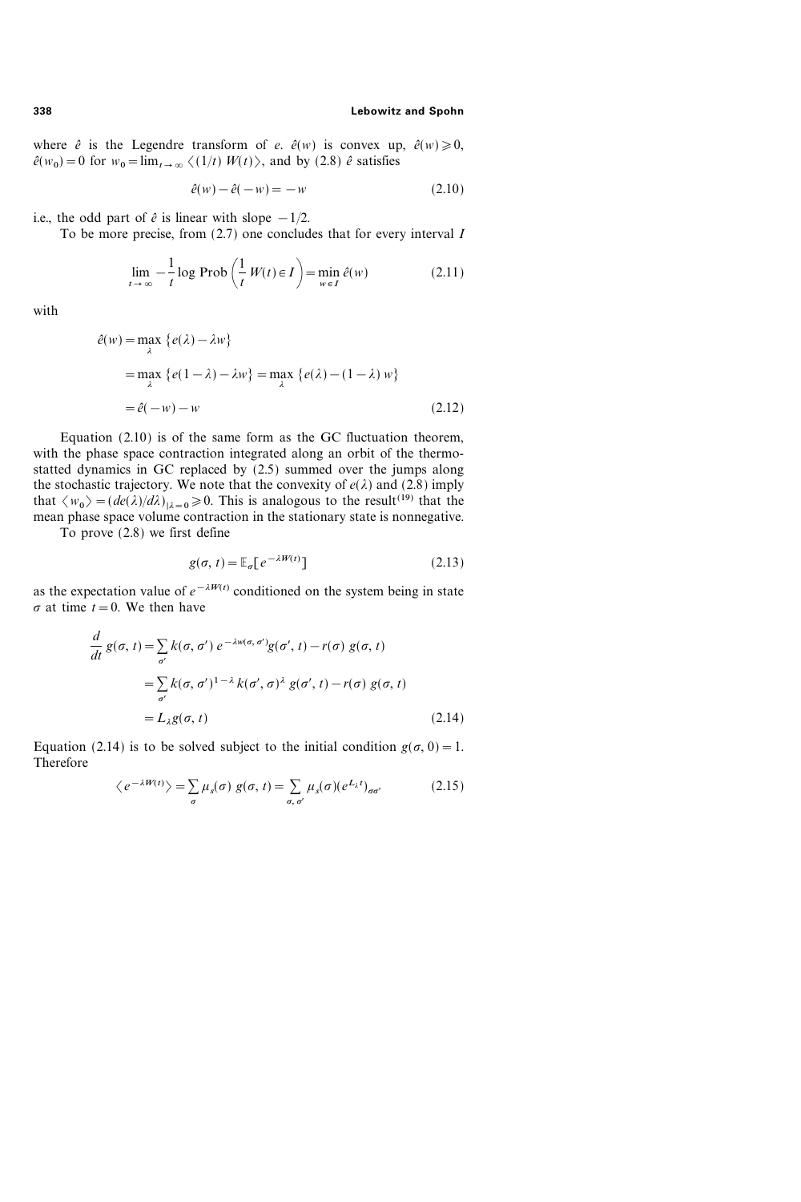where $\hat{e}$ is the Legendre transform of $e$. $\hat{e}(w)$ is convex up, $\hat{e}(w) \geqslant 0$, $\hat{e}(w_0) = 0$ for $w_0 = \lim_{t\to\infty} \langle (1/t)\, W(t) \rangle$, and by (2.8) $\hat{e}$ satisfies

$$\hat{e}(w) - \hat{e}(-w) = -w \tag{2.10}$$

i.e., the odd part of $\hat{e}$ is linear with slope $-1/2$.

To be more precise, from (2.7) one concludes that for every interval $I$

$$\lim_{t\to\infty} -\frac{1}{t} \log \operatorname{Prob}\left(\frac{1}{t}\, W(t) \in I\right) = \min_{w\in I} \hat{e}(w) \tag{2.11}$$

with

$$\begin{aligned}
\hat{e}(w) &= \max_{\lambda} \{e(\lambda) - \lambda w\} \\
&= \max_{\lambda} \{e(1-\lambda) - \lambda w\} = \max_{\lambda} \{e(\lambda) - (1-\lambda)\, w\} \\
&= \hat{e}(-w) - w
\end{aligned} \tag{2.12}$$

Equation (2.10) is of the same form as the GC fluctuation theorem, with the phase space contraction integrated along an orbit of the thermostatted dynamics in GC replaced by (2.5) summed over the jumps along the stochastic trajectory. We note that the convexity of $e(\lambda)$ and (2.8) imply that $\langle w_0 \rangle = (de(\lambda)/d\lambda)_{|\lambda=0} \geqslant 0$. This is analogous to the result[19] that the mean phase space volume contraction in the stationary state is nonnegative.

To prove (2.8) we first define

$$g(\sigma, t) = \mathbb{E}_{\sigma}[e^{-\lambda W(t)}] \tag{2.13}$$

as the expectation value of $e^{-\lambda W(t)}$ conditioned on the system being in state $\sigma$ at time $t = 0$. We then have

$$\begin{aligned}
\frac{d}{dt}\, g(\sigma, t) &= \sum_{\sigma'} k(\sigma, \sigma')\, e^{-\lambda w(\sigma, \sigma')} g(\sigma', t) - r(\sigma)\, g(\sigma, t) \\
&= \sum_{\sigma'} k(\sigma, \sigma')^{1-\lambda}\, k(\sigma', \sigma)^{\lambda}\, g(\sigma', t) - r(\sigma)\, g(\sigma, t) \\
&= L_{\lambda} g(\sigma, t)
\end{aligned} \tag{2.14}$$

Equation (2.14) is to be solved subject to the initial condition $g(\sigma, 0) = 1$. Therefore

$$\langle e^{-\lambda W(t)} \rangle = \sum_{\sigma} \mu_s(\sigma)\, g(\sigma, t) = \sum_{\sigma, \sigma'} \mu_s(\sigma) (e^{L_{\lambda} t})_{\sigma\sigma'} \tag{2.15}$$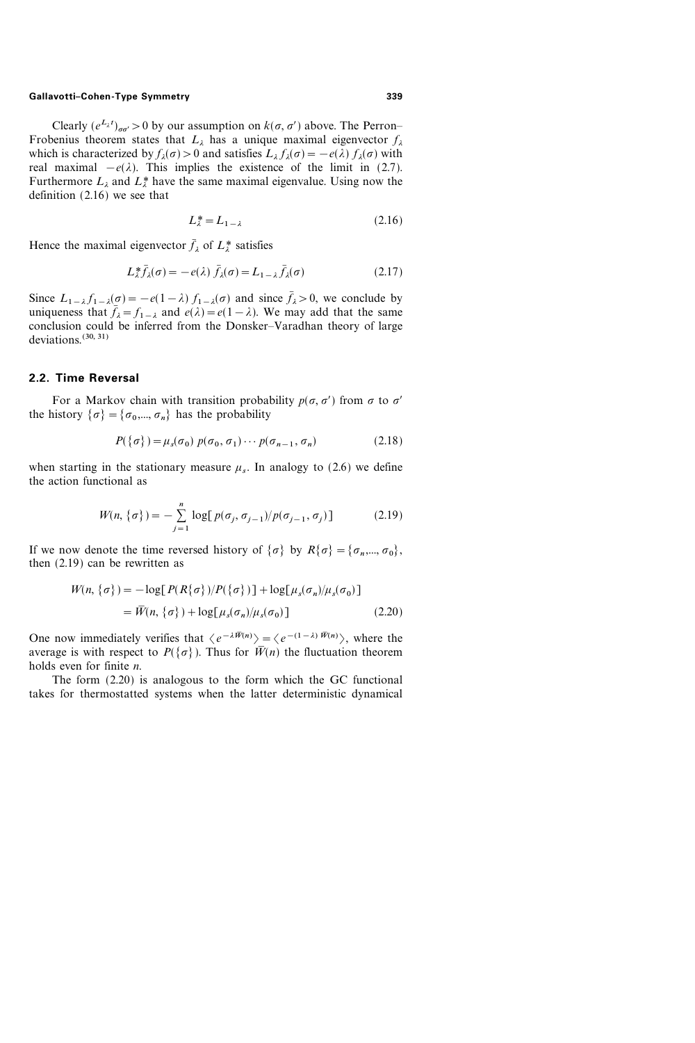Clearly $(e^{L_\lambda t})_{\sigma\sigma'} > 0$ by our assumption on $k(\sigma, \sigma')$ above. The Perron–Frobenius theorem states that $L_\lambda$ has a unique maximal eigenvector $f_\lambda$ which is characterized by $f_\lambda(\sigma) > 0$ and satisfies $L_\lambda f_\lambda(\sigma) = -e(\lambda)\, f_\lambda(\sigma)$ with real maximal $-e(\lambda)$. This implies the existence of the limit in (2.7). Furthermore $L_\lambda$ and $L_\lambda^*$ have the same maximal eigenvalue. Using now the definition (2.16) we see that

$$L_\lambda^* = L_{1-\lambda} \tag{2.16}$$

Hence the maximal eigenvector $\bar{f}_\lambda$ of $L_\lambda^*$ satisfies

$$L_\lambda^* \bar{f}_\lambda(\sigma) = -e(\lambda)\, \bar{f}_\lambda(\sigma) = L_{1-\lambda} \bar{f}_\lambda(\sigma) \tag{2.17}$$

Since $L_{1-\lambda} f_{1-\lambda}(\sigma) = -e(1-\lambda)\, f_{1-\lambda}(\sigma)$ and since $\bar{f}_\lambda > 0$, we conclude by uniqueness that $\bar{f}_\lambda = f_{1-\lambda}$ and $e(\lambda) = e(1-\lambda)$. We may add that the same conclusion could be inferred from the Donsker–Varadhan theory of large deviations.[30, 31]

## 2.2. Time Reversal

For a Markov chain with transition probability $p(\sigma, \sigma')$ from $\sigma$ to $\sigma'$ the history $\{\sigma\} = \{\sigma_0, ..., \sigma_n\}$ has the probability

$$P(\{\sigma\}) = \mu_s(\sigma_0)\, p(\sigma_0, \sigma_1) \cdots p(\sigma_{n-1}, \sigma_n) \tag{2.18}$$

when starting in the stationary measure $\mu_s$. In analogy to (2.6) we define the action functional as

$$W(n, \{\sigma\}) = -\sum_{j=1}^{n} \log[\, p(\sigma_j, \sigma_{j-1}) / p(\sigma_{j-1}, \sigma_j)] \tag{2.19}$$

If we now denote the time reversed history of $\{\sigma\}$ by $R\{\sigma\} = \{\sigma_n, ..., \sigma_0\}$, then (2.19) can be rewritten as

$$\begin{aligned} W(n, \{\sigma\}) &= -\log[P(R\{\sigma\}) / P(\{\sigma\})] + \log[\mu_s(\sigma_n) / \mu_s(\sigma_0)] \\ &= \overline{W}(n, \{\sigma\}) + \log[\mu_s(\sigma_n) / \mu_s(\sigma_0)] \end{aligned} \tag{2.20}$$

One now immediately verifies that $\langle e^{-\lambda \overline{W}(n)} \rangle = \langle e^{-(1-\lambda)\, \overline{W}(n)} \rangle$, where the average is with respect to $P(\{\sigma\})$. Thus for $\overline{W}(n)$ the fluctuation theorem holds even for finite $n$.

The form (2.20) is analogous to the form which the GC functional takes for thermostatted systems when the latter deterministic dynamical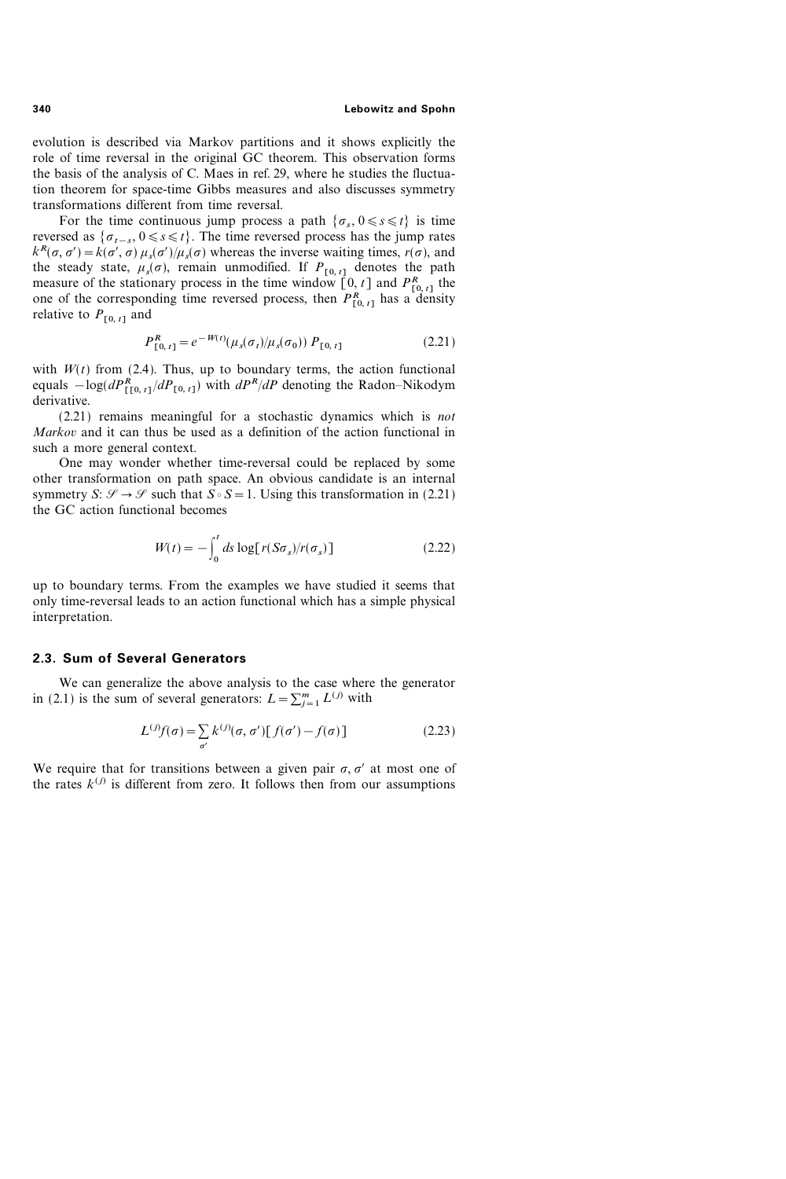evolution is described via Markov partitions and it shows explicitly the role of time reversal in the original GC theorem. This observation forms the basis of the analysis of C. Maes in ref. 29, where he studies the fluctuation theorem for space-time Gibbs measures and also discusses symmetry transformations different from time reversal.

For the time continuous jump process a path $\{\sigma_s, 0 \leqslant s \leqslant t\}$ is time reversed as $\{\sigma_{t-s}, 0 \leqslant s \leqslant t\}$. The time reversed process has the jump rates $k^R(\sigma, \sigma') = k(\sigma', \sigma)\, \mu_s(\sigma')/\mu_s(\sigma)$ whereas the inverse waiting times, $r(\sigma)$, and the steady state, $\mu_s(\sigma)$, remain unmodified. If $P_{[0,t]}$ denotes the path measure of the stationary process in the time window $[0, t]$ and $P^R_{[0,t]}$ the one of the corresponding time reversed process, then $P^R_{[0,t]}$ has a density relative to $P_{[0,t]}$ and

$$P^R_{[0,t]} = e^{-W(t)}(\mu_s(\sigma_t)/\mu_s(\sigma_0))\, P_{[0,t]} \tag{2.21}$$

with $W(t)$ from (2.4). Thus, up to boundary terms, the action functional equals $-\log(dP^R_{[0,t]}/dP_{[0,t]})$ with $dP^R/dP$ denoting the Radon–Nikodym derivative.

(2.21) remains meaningful for a stochastic dynamics which is *not Markov* and it can thus be used as a definition of the action functional in such a more general context.

One may wonder whether time-reversal could be replaced by some other transformation on path space. An obvious candidate is an internal symmetry $S: \mathscr{S} \to \mathscr{S}$ such that $S \circ S = 1$. Using this transformation in (2.21) the GC action functional becomes

$$W(t) = -\int_0^t ds \log[r(S\sigma_s)/r(\sigma_s)] \tag{2.22}$$

up to boundary terms. From the examples we have studied it seems that only time-reversal leads to an action functional which has a simple physical interpretation.

### 2.3. Sum of Several Generators

We can generalize the above analysis to the case where the generator in (2.1) is the sum of several generators: $L = \sum_{j=1}^m L^{(j)}$ with

$$L^{(j)} f(\sigma) = \sum_{\sigma'} k^{(j)}(\sigma, \sigma')[f(\sigma') - f(\sigma)] \tag{2.23}$$

We require that for transitions between a given pair $\sigma, \sigma'$ at most one of the rates $k^{(j)}$ is different from zero. It follows then from our assumptions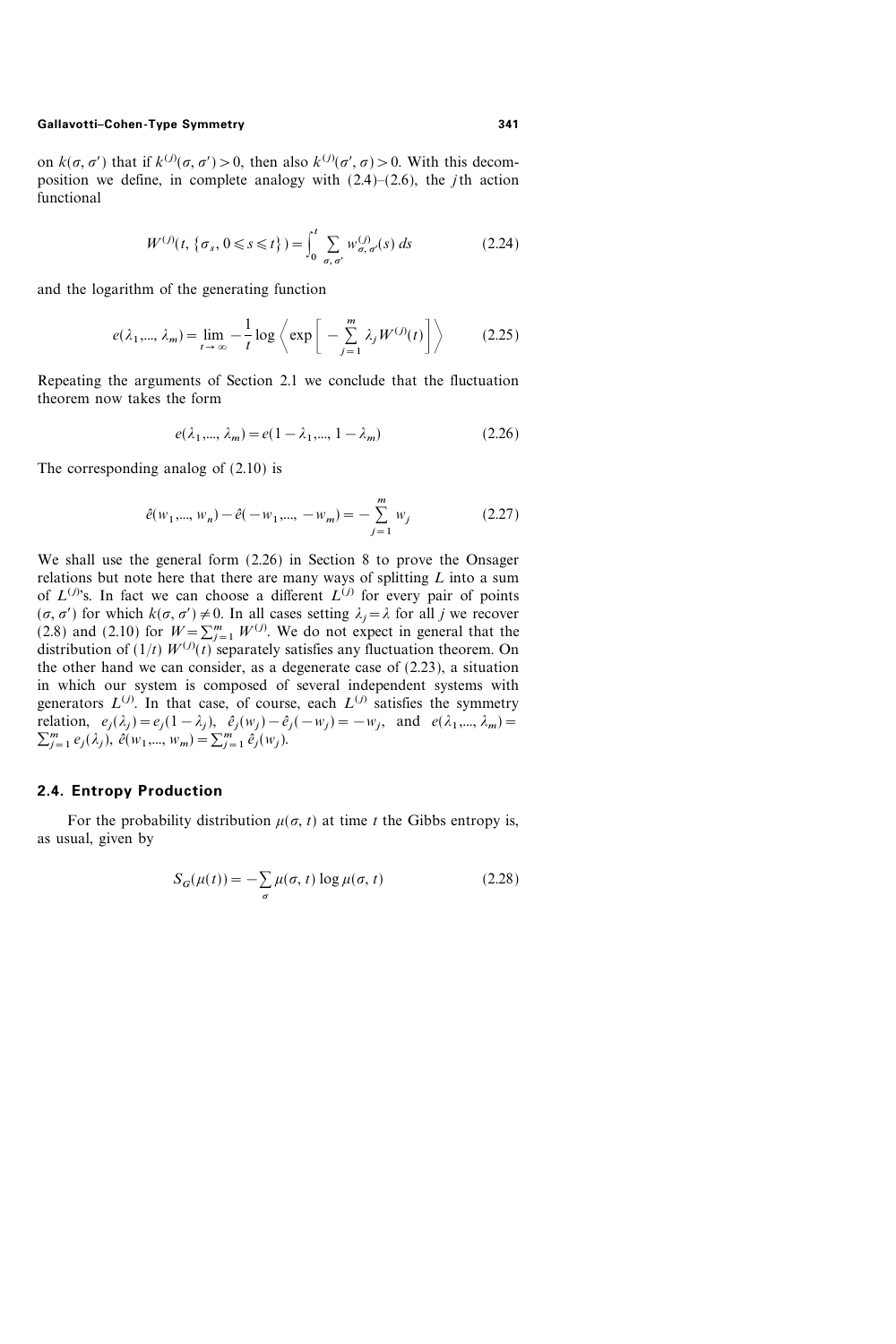on $k(\sigma, \sigma')$ that if $k^{(j)}(\sigma, \sigma') > 0$, then also $k^{(j)}(\sigma', \sigma) > 0$. With this decomposition we define, in complete analogy with (2.4)–(2.6), the $j$th action functional

$$W^{(j)}(t, \{\sigma_s, 0 \leqslant s \leqslant t\}) = \int_0^t \sum_{\sigma, \sigma'} w^{(j)}_{\sigma, \sigma'}(s)\, ds \tag{2.24}$$

and the logarithm of the generating function

$$e(\lambda_1, ..., \lambda_m) = \lim_{t \to \infty} -\frac{1}{t} \log \left\langle \exp\left[ -\sum_{j=1}^{m} \lambda_j W^{(j)}(t) \right] \right\rangle \tag{2.25}$$

Repeating the arguments of Section 2.1 we conclude that the fluctuation theorem now takes the form

$$e(\lambda_1, ..., \lambda_m) = e(1 - \lambda_1, ..., 1 - \lambda_m) \tag{2.26}$$

The corresponding analog of (2.10) is

$$\hat{e}(w_1, ..., w_n) - \hat{e}(-w_1, ..., -w_m) = -\sum_{j=1}^{m} w_j \tag{2.27}$$

We shall use the general form (2.26) in Section 8 to prove the Onsager relations but note here that there are many ways of splitting $L$ into a sum of $L^{(j)}$'s. In fact we can choose a different $L^{(j)}$ for every pair of points $(\sigma, \sigma')$ for which $k(\sigma, \sigma') \neq 0$. In all cases setting $\lambda_j = \lambda$ for all $j$ we recover (2.8) and (2.10) for $W = \sum_{j=1}^{m} W^{(j)}$. We do not expect in general that the distribution of $(1/t)\, W^{(j)}(t)$ separately satisfies any fluctuation theorem. On the other hand we can consider, as a degenerate case of (2.23), a situation in which our system is composed of several independent systems with generators $L^{(j)}$. In that case, of course, each $L^{(j)}$ satisfies the symmetry relation, $e_j(\lambda_j) = e_j(1 - \lambda_j)$, $\hat{e}_j(w_j) - \hat{e}_j(-w_j) = -w_j$, and $e(\lambda_1, ..., \lambda_m) = \sum_{j=1}^{m} e_j(\lambda_j)$, $\hat{e}(w_1, ..., w_m) = \sum_{j=1}^{m} \hat{e}_j(w_j)$.

### 2.4. Entropy Production

For the probability distribution $\mu(\sigma, t)$ at time $t$ the Gibbs entropy is, as usual, given by

$$S_G(\mu(t)) = -\sum_{\sigma} \mu(\sigma, t) \log \mu(\sigma, t) \tag{2.28}$$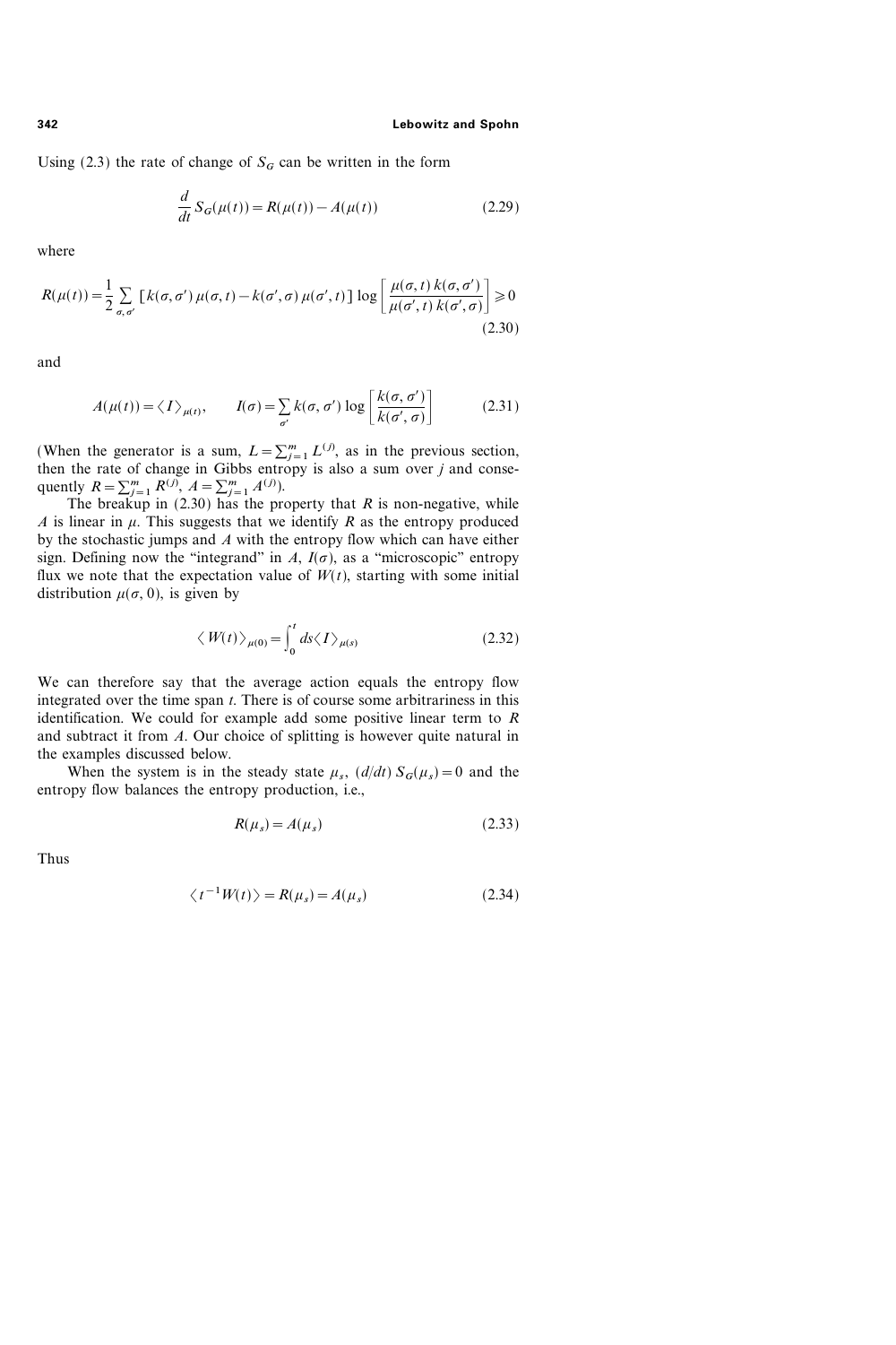Using (2.3) the rate of change of $S_G$ can be written in the form

$$\frac{d}{dt} S_G(\mu(t)) = R(\mu(t)) - A(\mu(t)) \tag{2.29}$$

where

$$R(\mu(t)) = \frac{1}{2} \sum_{\sigma, \sigma'} \left[ k(\sigma, \sigma')\, \mu(\sigma, t) - k(\sigma', \sigma)\, \mu(\sigma', t) \right] \log \left[ \frac{\mu(\sigma, t)\, k(\sigma, \sigma')}{\mu(\sigma', t)\, k(\sigma', \sigma)} \right] \geqslant 0 \tag{2.30}$$

and

$$A(\mu(t)) = \langle I \rangle_{\mu(t)}, \qquad I(\sigma) = \sum_{\sigma'} k(\sigma, \sigma') \log \left[ \frac{k(\sigma, \sigma')}{k(\sigma', \sigma)} \right] \tag{2.31}$$

(When the generator is a sum, $L = \sum_{j=1}^{m} L^{(j)}$, as in the previous section, then the rate of change in Gibbs entropy is also a sum over $j$ and consequently $R = \sum_{j=1}^{m} R^{(j)}$, $A = \sum_{j=1}^{m} A^{(j)}$).

The breakup in (2.30) has the property that $R$ is non-negative, while $A$ is linear in $\mu$. This suggests that we identify $R$ as the entropy produced by the stochastic jumps and $A$ with the entropy flow which can have either sign. Defining now the "integrand" in $A$, $I(\sigma)$, as a "microscopic" entropy flux we note that the expectation value of $W(t)$, starting with some initial distribution $\mu(\sigma, 0)$, is given by

$$\langle W(t) \rangle_{\mu(0)} = \int_0^t ds \langle I \rangle_{\mu(s)} \tag{2.32}$$

We can therefore say that the average action equals the entropy flow integrated over the time span $t$. There is of course some arbitrariness in this identification. We could for example add some positive linear term to $R$ and subtract it from $A$. Our choice of splitting is however quite natural in the examples discussed below.

When the system is in the steady state $\mu_s$, $(d/dt)\, S_G(\mu_s) = 0$ and the entropy flow balances the entropy production, i.e.,

$$R(\mu_s) = A(\mu_s) \tag{2.33}$$

Thus

$$\langle t^{-1} W(t) \rangle = R(\mu_s) = A(\mu_s) \tag{2.34}$$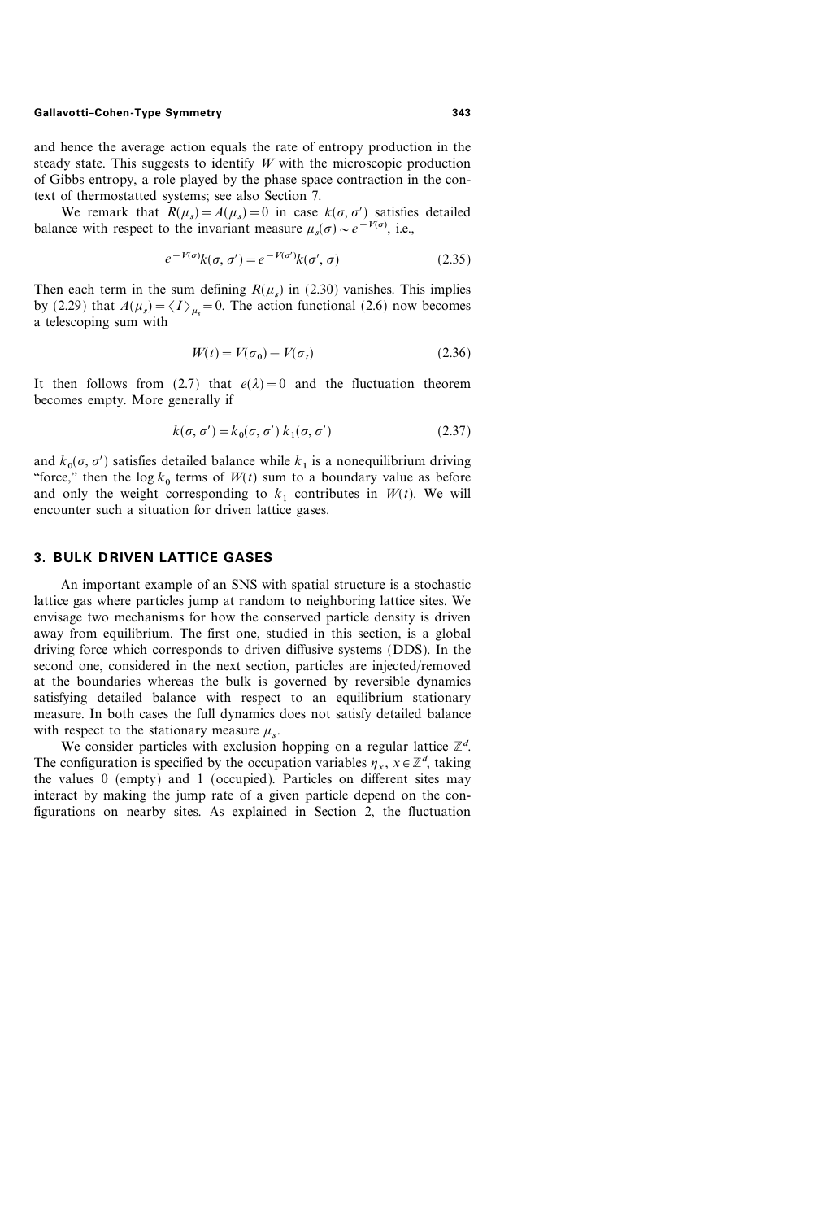and hence the average action equals the rate of entropy production in the steady state. This suggests to identify $W$ with the microscopic production of Gibbs entropy, a role played by the phase space contraction in the context of thermostatted systems; see also Section 7.

We remark that $R(\mu_s) = A(\mu_s) = 0$ in case $k(\sigma, \sigma')$ satisfies detailed balance with respect to the invariant measure $\mu_s(\sigma) \sim e^{-V(\sigma)}$, i.e.,

$$e^{-V(\sigma)} k(\sigma, \sigma') = e^{-V(\sigma')} k(\sigma', \sigma) \tag{2.35}$$

Then each term in the sum defining $R(\mu_s)$ in (2.30) vanishes. This implies by (2.29) that $A(\mu_s) = \langle I \rangle_{\mu_s} = 0$. The action functional (2.6) now becomes a telescoping sum with

$$W(t) = V(\sigma_0) - V(\sigma_t) \tag{2.36}$$

It then follows from (2.7) that $e(\lambda) = 0$ and the fluctuation theorem becomes empty. More generally if

$$k(\sigma, \sigma') = k_0(\sigma, \sigma')\, k_1(\sigma, \sigma') \tag{2.37}$$

and $k_0(\sigma, \sigma')$ satisfies detailed balance while $k_1$ is a nonequilibrium driving "force," then the $\log k_0$ terms of $W(t)$ sum to a boundary value as before and only the weight corresponding to $k_1$ contributes in $W(t)$. We will encounter such a situation for driven lattice gases.

## 3. BULK DRIVEN LATTICE GASES

An important example of an SNS with spatial structure is a stochastic lattice gas where particles jump at random to neighboring lattice sites. We envisage two mechanisms for how the conserved particle density is driven away from equilibrium. The first one, studied in this section, is a global driving force which corresponds to driven diffusive systems (DDS). In the second one, considered in the next section, particles are injected/removed at the boundaries whereas the bulk is governed by reversible dynamics satisfying detailed balance with respect to an equilibrium stationary measure. In both cases the full dynamics does not satisfy detailed balance with respect to the stationary measure $\mu_s$.

We consider particles with exclusion hopping on a regular lattice $\mathbb{Z}^d$. The configuration is specified by the occupation variables $\eta_x$, $x \in \mathbb{Z}^d$, taking the values 0 (empty) and 1 (occupied). Particles on different sites may interact by making the jump rate of a given particle depend on the configurations on nearby sites. As explained in Section 2, the fluctuation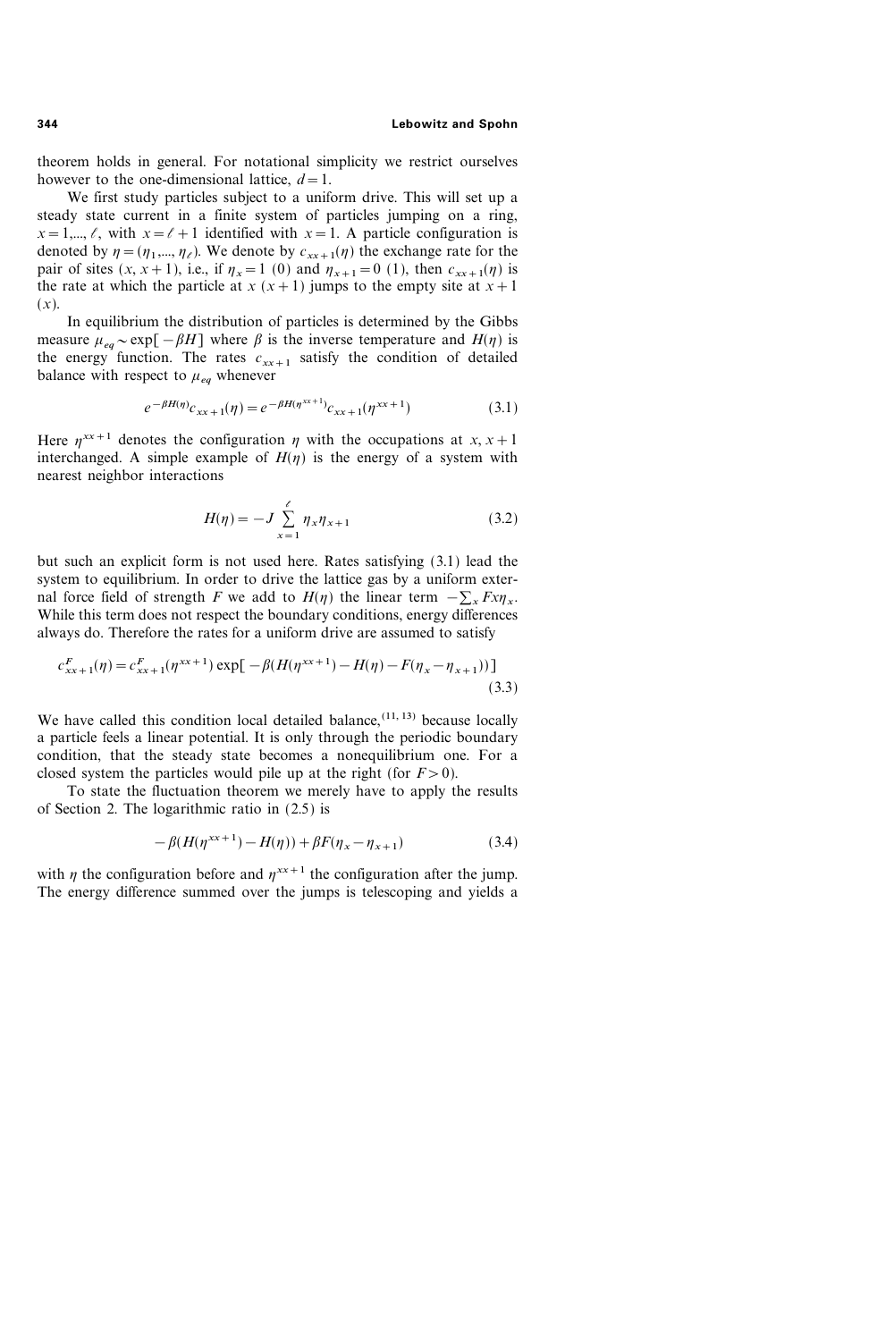theorem holds in general. For notational simplicity we restrict ourselves however to the one-dimensional lattice, $d=1$.

We first study particles subject to a uniform drive. This will set up a steady state current in a finite system of particles jumping on a ring, $x=1,..., \ell$, with $x=\ell+1$ identified with $x=1$. A particle configuration is denoted by $\eta=(\eta_1,..., \eta_\ell)$. We denote by $c_{xx+1}(\eta)$ the exchange rate for the pair of sites $(x, x+1)$, i.e., if $\eta_x=1$ (0) and $\eta_{x+1}=0$ (1), then $c_{xx+1}(\eta)$ is the rate at which the particle at $x$ $(x+1)$ jumps to the empty site at $x+1$ $(x)$.

In equilibrium the distribution of particles is determined by the Gibbs measure $\mu_{eq} \sim \exp[-\beta H]$ where $\beta$ is the inverse temperature and $H(\eta)$ is the energy function. The rates $c_{xx+1}$ satisfy the condition of detailed balance with respect to $\mu_{eq}$ whenever

$$e^{-\beta H(\eta)} c_{xx+1}(\eta) = e^{-\beta H(\eta^{xx+1})} c_{xx+1}(\eta^{xx+1}) \tag{3.1}$$

Here $\eta^{xx+1}$ denotes the configuration $\eta$ with the occupations at $x, x+1$ interchanged. A simple example of $H(\eta)$ is the energy of a system with nearest neighbor interactions

$$H(\eta) = -J \sum_{x=1}^{\ell} \eta_x \eta_{x+1} \tag{3.2}$$

but such an explicit form is not used here. Rates satisfying (3.1) lead the system to equilibrium. In order to drive the lattice gas by a uniform external force field of strength $F$ we add to $H(\eta)$ the linear term $-\sum_x F x \eta_x$. While this term does not respect the boundary conditions, energy differences always do. Therefore the rates for a uniform drive are assumed to satisfy

$$c^F_{xx+1}(\eta) = c^F_{xx+1}(\eta^{xx+1}) \exp[-\beta(H(\eta^{xx+1}) - H(\eta) - F(\eta_x - \eta_{x+1}))] \tag{3.3}$$

We have called this condition local detailed balance,[11, 13] because locally a particle feels a linear potential. It is only through the periodic boundary condition, that the steady state becomes a nonequilibrium one. For a closed system the particles would pile up at the right (for $F>0$).

To state the fluctuation theorem we merely have to apply the results of Section 2. The logarithmic ratio in (2.5) is

$$-\beta(H(\eta^{xx+1}) - H(\eta)) + \beta F(\eta_x - \eta_{x+1}) \tag{3.4}$$

with $\eta$ the configuration before and $\eta^{xx+1}$ the configuration after the jump. The energy difference summed over the jumps is telescoping and yields a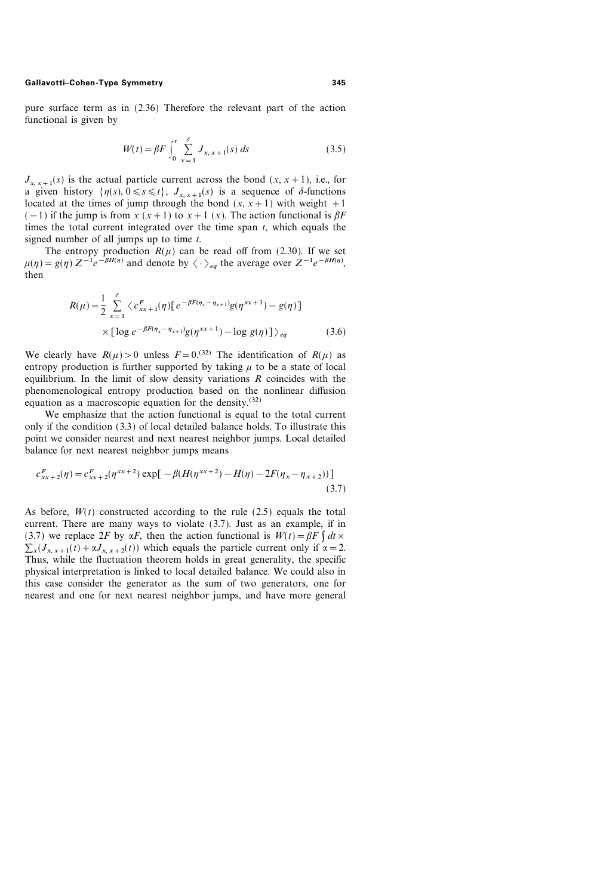pure surface term as in (2.36) Therefore the relevant part of the action functional is given by

$$W(t) = \beta F \int_0^t \sum_{x=1}^{\ell} J_{x,\,x+1}(s)\, ds \tag{3.5}$$

$J_{x,\,x+1}(s)$ is the actual particle current across the bond $(x, x+1)$, i.e., for a given history $\{\eta(s), 0 \leqslant s \leqslant t\}$, $J_{x,\,x+1}(s)$ is a sequence of $\delta$-functions located at the times of jump through the bond $(x, x+1)$ with weight $+1$ $(-1)$ if the jump is from $x$ $(x+1)$ to $x+1$ $(x)$. The action functional is $\beta F$ times the total current integrated over the time span $t$, which equals the signed number of all jumps up to time $t$.

The entropy production $R(\mu)$ can be read off from (2.30). If we set $\mu(\eta) = g(\eta)\, Z^{-1} e^{-\beta H(\eta)}$ and denote by $\langle \cdot \rangle_{eq}$ the average over $Z^{-1} e^{-\beta H(\eta)}$, then

$$\begin{aligned} R(\mu) = \frac{1}{2} \sum_{x=1}^{\ell} \langle c^F_{xx+1}(\eta) [e^{-\beta F(\eta_x - \eta_{x+1})} g(\eta^{xx+1}) - g(\eta)] \\ \times [\log e^{-\beta F(\eta_x - \eta_{x+1})} g(\eta^{xx+1}) - \log g(\eta)] \rangle_{eq} \end{aligned} \tag{3.6}$$

We clearly have $R(\mu) > 0$ unless $F = 0$.[32] The identification of $R(\mu)$ as entropy production is further supported by taking $\mu$ to be a state of local equilibrium. In the limit of slow density variations $R$ coincides with the phenomenological entropy production based on the nonlinear diffusion equation as a macroscopic equation for the density.[32]

We emphasize that the action functional is equal to the total current only if the condition (3.3) of local detailed balance holds. To illustrate this point we consider nearest and next nearest neighbor jumps. Local detailed balance for next nearest neighbor jumps means

$$c^F_{xx+2}(\eta) = c^F_{xx+2}(\eta^{xx+2}) \exp[-\beta(H(\eta^{xx+2}) - H(\eta) - 2F(\eta_x - \eta_{x+2}))] \tag{3.7}$$

As before, $W(t)$ constructed according to the rule (2.5) equals the total current. There are many ways to violate (3.7). Just as an example, if in (3.7) we replace $2F$ by $\alpha F$, then the action functional is $W(t) = \beta F \int dt \times \sum_x (J_{x,\,x+1}(t) + \alpha J_{x,\,x+2}(t))$ which equals the particle current only if $\alpha = 2$. Thus, while the fluctuation theorem holds in great generality, the specific physical interpretation is linked to local detailed balance. We could also in this case consider the generator as the sum of two generators, one for nearest and one for next nearest neighbor jumps, and have more general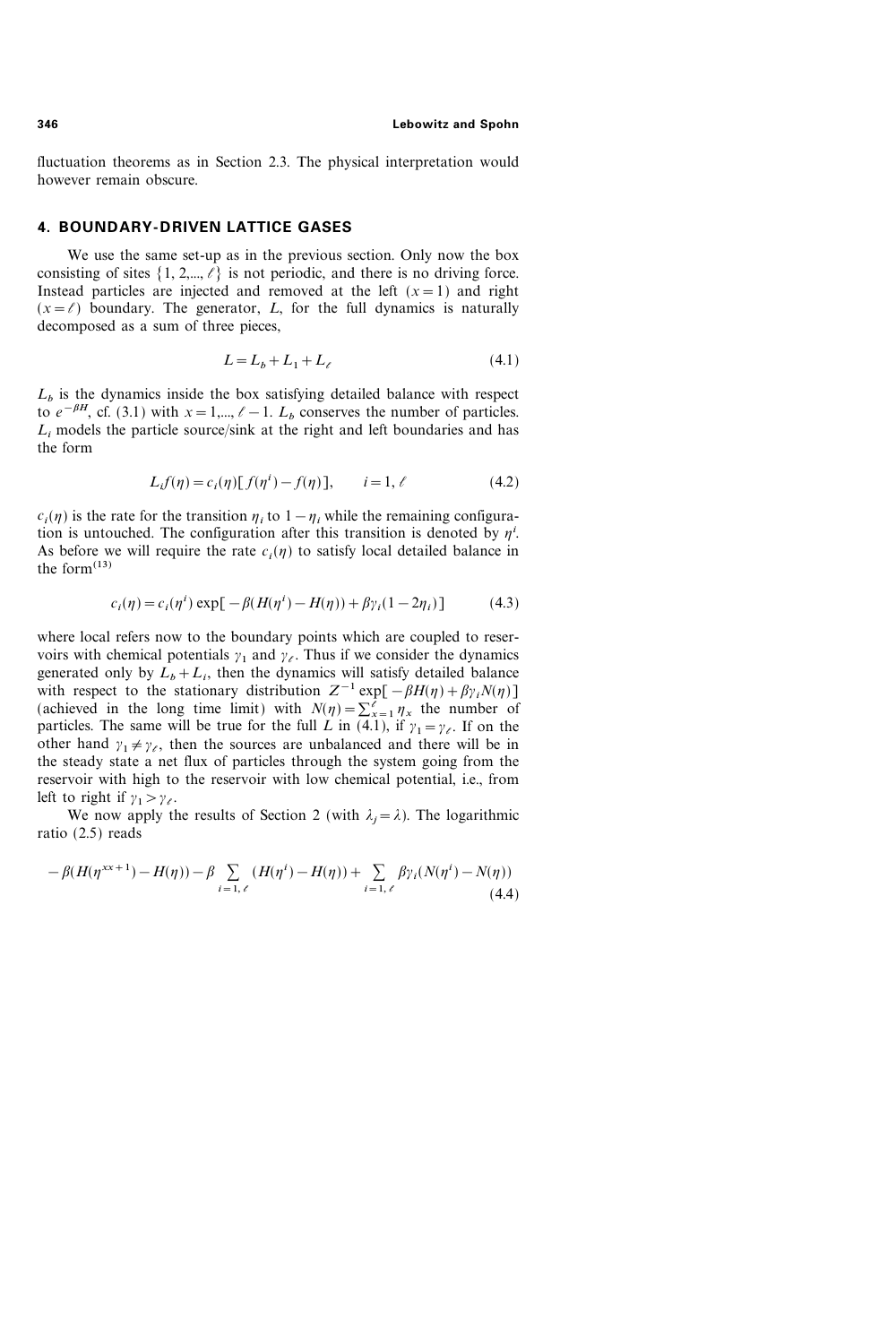fluctuation theorems as in Section 2.3. The physical interpretation would however remain obscure.

## 4. BOUNDARY-DRIVEN LATTICE GASES

We use the same set-up as in the previous section. Only now the box consisting of sites $\{1, 2,..., \ell\}$ is not periodic, and there is no driving force. Instead particles are injected and removed at the left $(x=1)$ and right $(x=\ell)$ boundary. The generator, $L$, for the full dynamics is naturally decomposed as a sum of three pieces,

$$L = L_b + L_1 + L_\ell \tag{4.1}$$

$L_b$ is the dynamics inside the box satisfying detailed balance with respect to $e^{-\beta H}$, cf. (3.1) with $x=1,..., \ell-1$. $L_b$ conserves the number of particles. $L_i$ models the particle source/sink at the right and left boundaries and has the form

$$L_i f(\eta) = c_i(\eta)[f(\eta^i) - f(\eta)], \qquad i = 1, \ell \tag{4.2}$$

$c_i(\eta)$ is the rate for the transition $\eta_i$ to $1-\eta_i$ while the remaining configuration is untouched. The configuration after this transition is denoted by $\eta^i$. As before we will require the rate $c_i(\eta)$ to satisfy local detailed balance in the form[13]

$$c_i(\eta) = c_i(\eta^i) \exp[-\beta(H(\eta^i) - H(\eta)) + \beta\gamma_i(1-2\eta_i)] \tag{4.3}$$

where local refers now to the boundary points which are coupled to reservoirs with chemical potentials $\gamma_1$ and $\gamma_\ell$. Thus if we consider the dynamics generated only by $L_b + L_i$, then the dynamics will satisfy detailed balance with respect to the stationary distribution $Z^{-1} \exp[-\beta H(\eta) + \beta\gamma_i N(\eta)]$ (achieved in the long time limit) with $N(\eta) = \sum_{x=1}^{\ell} \eta_x$ the number of particles. The same will be true for the full $L$ in (4.1), if $\gamma_1 = \gamma_\ell$. If on the other hand $\gamma_1 \neq \gamma_\ell$, then the sources are unbalanced and there will be in the steady state a net flux of particles through the system going from the reservoir with high to the reservoir with low chemical potential, i.e., from left to right if $\gamma_1 > \gamma_\ell$.

We now apply the results of Section 2 (with $\lambda_j = \lambda$). The logarithmic ratio (2.5) reads

$$-\beta(H(\eta^{xx+1}) - H(\eta)) - \beta \sum_{i=1,\ell} (H(\eta^i) - H(\eta)) + \sum_{i=1,\ell} \beta\gamma_i(N(\eta^i) - N(\eta)) \tag{4.4}$$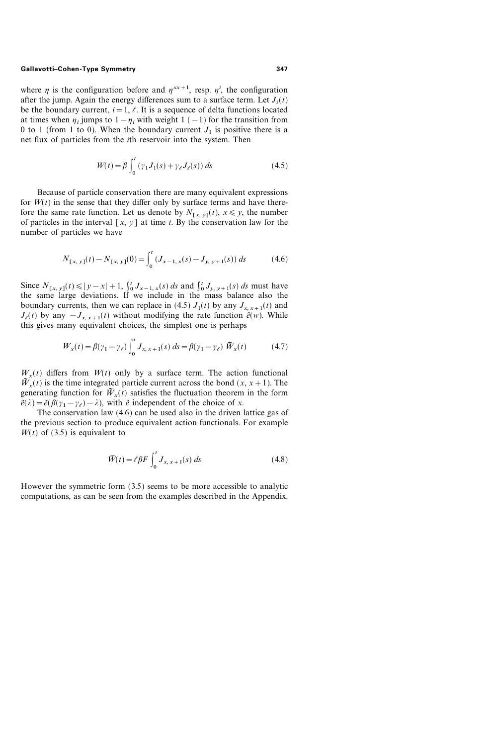where $\eta$ is the configuration before and $\eta^{xx+1}$, resp. $\eta^i$, the configuration after the jump. Again the energy differences sum to a surface term. Let $J_i(t)$ be the boundary current, $i=1, \ell$. It is a sequence of delta functions located at times when $\eta_i$ jumps to $1-\eta_i$ with weight 1 ($-1$) for the transition from 0 to 1 (from 1 to 0). When the boundary current $J_1$ is positive there is a net flux of particles from the $i$th reservoir into the system. Then

$$W(t) = \beta \int_0^t (\gamma_1 J_1(s) + \gamma_\ell J_\ell(s))\, ds \tag{4.5}$$

Because of particle conservation there are many equivalent expressions for $W(t)$ in the sense that they differ only by surface terms and have therefore the same rate function. Let us denote by $N_{[x,y]}(t)$, $x \leqslant y$, the number of particles in the interval $[x, y]$ at time $t$. By the conservation law for the number of particles we have

$$N_{[x,y]}(t) - N_{[x,y]}(0) = \int_0^t (J_{x-1,x}(s) - J_{y,y+1}(s))\, ds \tag{4.6}$$

Since $N_{[x,y]}(t) \leqslant |y-x|+1$, $\int_0^t J_{x-1,x}(s)\, ds$ and $\int_0^t J_{y,y+1}(s)\, ds$ must have the same large deviations. If we include in the mass balance also the boundary currents, then we can replace in (4.5) $J_1(t)$ by any $J_{x,x+1}(t)$ and $J_\ell(t)$ by any $-J_{x,x+1}(t)$ without modifying the rate function $\hat{e}(w)$. While this gives many equivalent choices, the simplest one is perhaps

$$W_x(t) = \beta(\gamma_1 - \gamma_\ell) \int_0^t J_{x,x+1}(s)\, ds = \beta(\gamma_1 - \gamma_\ell)\, \tilde{W}_x(t) \tag{4.7}$$

$W_x(t)$ differs from $W(t)$ only by a surface term. The action functional $\tilde{W}_x(t)$ is the time integrated particle current across the bond $(x, x+1)$. The generating function for $\tilde{W}_x(t)$ satisfies the fluctuation theorem in the form $\tilde{e}(\lambda) = \tilde{e}(\beta(\gamma_1 - \gamma_\ell) - \lambda)$, with $\tilde{e}$ independent of the choice of $x$.

The conservation law (4.6) can be used also in the driven lattice gas of the previous section to produce equivalent action functionals. For example $W(t)$ of (3.5) is equivalent to

$$\bar{W}(t) = \ell \beta F \int_0^t J_{x,x+1}(s)\, ds \tag{4.8}$$

However the symmetric form (3.5) seems to be more accessible to analytic computations, as can be seen from the examples described in the Appendix.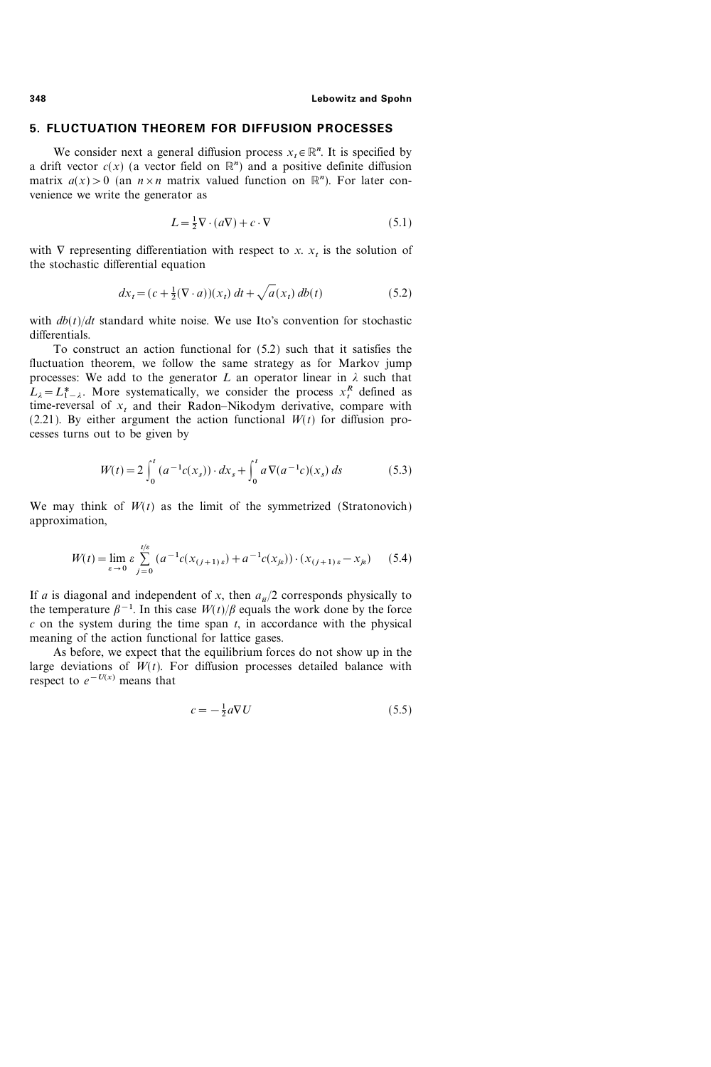## 5. FLUCTUATION THEOREM FOR DIFFUSION PROCESSES

We consider next a general diffusion process $x_t \in \mathbb{R}^n$. It is specified by a drift vector $c(x)$ (a vector field on $\mathbb{R}^n$) and a positive definite diffusion matrix $a(x) > 0$ (an $n \times n$ matrix valued function on $\mathbb{R}^n$). For later convenience we write the generator as

$$L = \tfrac{1}{2} \nabla \cdot (a \nabla) + c \cdot \nabla \tag{5.1}$$

with $\nabla$ representing differentiation with respect to $x$. $x_t$ is the solution of the stochastic differential equation

$$dx_t = (c + \tfrac{1}{2}(\nabla \cdot a))(x_t)\, dt + \sqrt{a}(x_t)\, db(t) \tag{5.2}$$

with $db(t)/dt$ standard white noise. We use Ito's convention for stochastic differentials.

To construct an action functional for (5.2) such that it satisfies the fluctuation theorem, we follow the same strategy as for Markov jump processes: We add to the generator $L$ an operator linear in $\lambda$ such that $L_\lambda = L^*_{1-\lambda}$. More systematically, we consider the process $x^R_t$ defined as time-reversal of $x_t$ and their Radon–Nikodym derivative, compare with (2.21). By either argument the action functional $W(t)$ for diffusion processes turns out to be given by

$$W(t) = 2 \int_0^t (a^{-1} c(x_s)) \cdot dx_s + \int_0^t a \nabla (a^{-1} c)(x_s)\, ds \tag{5.3}$$

We may think of $W(t)$ as the limit of the symmetrized (Stratonovich) approximation,

$$W(t) = \lim_{\varepsilon \to 0} \varepsilon \sum_{j=0}^{t/\varepsilon} (a^{-1} c(x_{(j+1)\varepsilon}) + a^{-1} c(x_{j\varepsilon})) \cdot (x_{(j+1)\varepsilon} - x_{j\varepsilon}) \tag{5.4}$$

If $a$ is diagonal and independent of $x$, then $a_{ii}/2$ corresponds physically to the temperature $\beta^{-1}$. In this case $W(t)/\beta$ equals the work done by the force $c$ on the system during the time span $t$, in accordance with the physical meaning of the action functional for lattice gases.

As before, we expect that the equilibrium forces do not show up in the large deviations of $W(t)$. For diffusion processes detailed balance with respect to $e^{-U(x)}$ means that

$$c = -\tfrac{1}{2} a \nabla U \tag{5.5}$$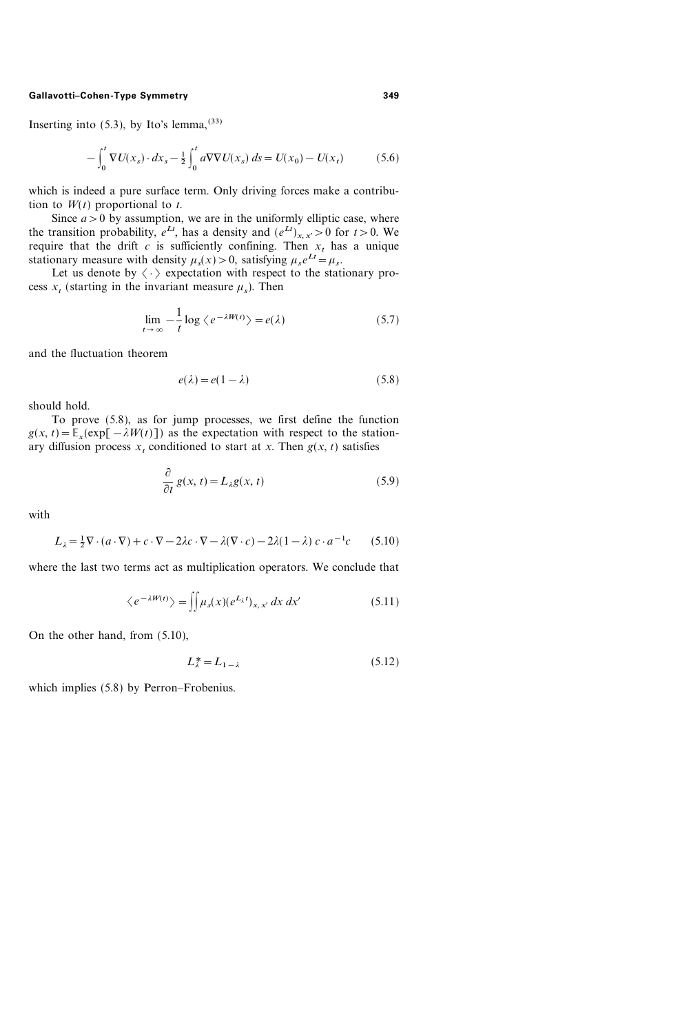Inserting into (5.3), by Ito's lemma,[33]

$$
-\int_0^t \nabla U(x_s) \cdot dx_s - \frac{1}{2} \int_0^t a \nabla \nabla U(x_s)\, ds = U(x_0) - U(x_t) \tag{5.6}
$$

which is indeed a pure surface term. Only driving forces make a contribution to $W(t)$ proportional to $t$.

Since $a > 0$ by assumption, we are in the uniformly elliptic case, where the transition probability, $e^{Lt}$, has a density and $(e^{Lt})_{x, x'} > 0$ for $t > 0$. We require that the drift $c$ is sufficiently confining. Then $x_t$ has a unique stationary measure with density $\mu_s(x) > 0$, satisfying $\mu_s e^{Lt} = \mu_s$.

Let us denote by $\langle \cdot \rangle$ expectation with respect to the stationary process $x_t$ (starting in the invariant measure $\mu_s$). Then

$$
\lim_{t \to \infty} -\frac{1}{t} \log \langle e^{-\lambda W(t)} \rangle = e(\lambda) \tag{5.7}
$$

and the fluctuation theorem

$$
e(\lambda) = e(1 - \lambda) \tag{5.8}
$$

should hold.

To prove (5.8), as for jump processes, we first define the function $g(x, t) = \mathbb{E}_x(\exp[-\lambda W(t)])$ as the expectation with respect to the stationary diffusion process $x_t$ conditioned to start at $x$. Then $g(x, t)$ satisfies

$$
\frac{\partial}{\partial t} g(x, t) = L_\lambda g(x, t) \tag{5.9}
$$

with

$$
L_\lambda = \tfrac{1}{2} \nabla \cdot (a \cdot \nabla) + c \cdot \nabla - 2\lambda c \cdot \nabla - \lambda(\nabla \cdot c) - 2\lambda(1-\lambda)\, c \cdot a^{-1} c \tag{5.10}
$$

where the last two terms act as multiplication operators. We conclude that

$$
\langle e^{-\lambda W(t)} \rangle = \iint \mu_s(x) (e^{L_\lambda t})_{x, x'}\, dx\, dx' \tag{5.11}
$$

On the other hand, from (5.10),

$$
L_\lambda^* = L_{1-\lambda} \tag{5.12}
$$

which implies (5.8) by Perron–Frobenius.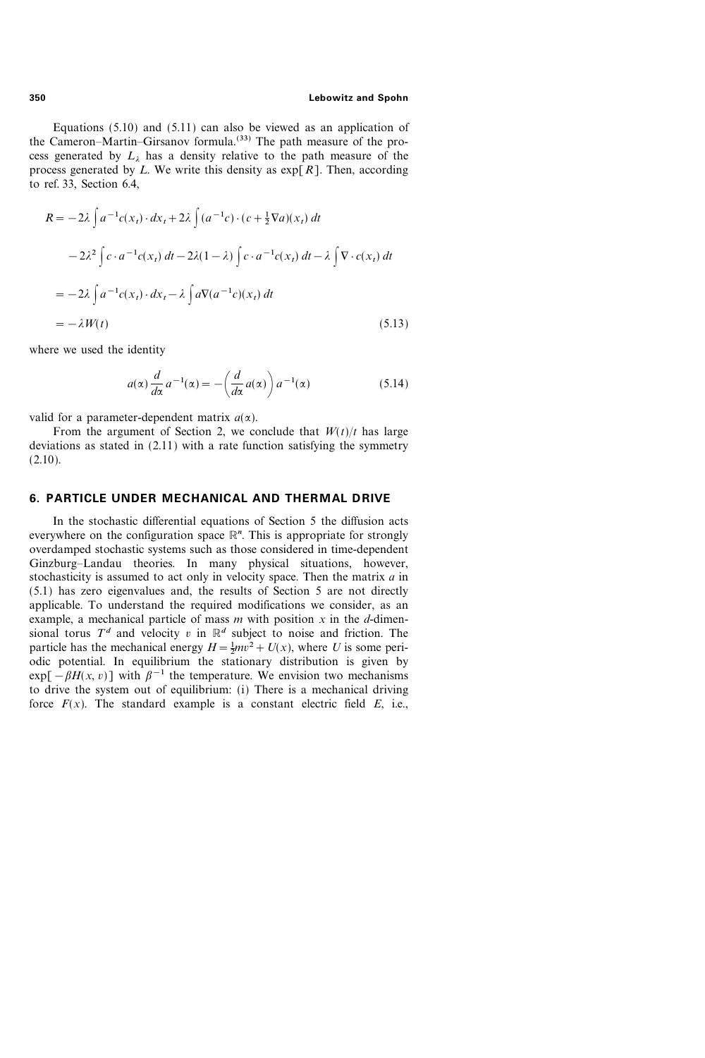Equations (5.10) and (5.11) can also be viewed as an application of the Cameron–Martin–Girsanov formula.[33] The path measure of the process generated by $L_\lambda$ has a density relative to the path measure of the process generated by $L$. We write this density as $\exp[R]$. Then, according to ref. 33, Section 6.4,

$$
\begin{aligned}
R &= -2\lambda \int a^{-1}c(x_t)\cdot dx_t + 2\lambda \int (a^{-1}c)\cdot\left(c+\tfrac{1}{2}\nabla a\right)(x_t)\,dt \\
&\quad - 2\lambda^2 \int c\cdot a^{-1}c(x_t)\,dt - 2\lambda(1-\lambda)\int c\cdot a^{-1}c(x_t)\,dt - \lambda\int \nabla\cdot c(x_t)\,dt \\
&= -2\lambda \int a^{-1}c(x_t)\cdot dx_t - \lambda\int a\nabla(a^{-1}c)(x_t)\,dt \\
&= -\lambda W(t)
\end{aligned}
\tag{5.13}
$$

where we used the identity

$$
a(\alpha)\frac{d}{d\alpha}a^{-1}(\alpha) = -\left(\frac{d}{d\alpha}a(\alpha)\right)a^{-1}(\alpha) \tag{5.14}
$$

valid for a parameter-dependent matrix $a(\alpha)$.

From the argument of Section 2, we conclude that $W(t)/t$ has large deviations as stated in (2.11) with a rate function satisfying the symmetry (2.10).

## 6. PARTICLE UNDER MECHANICAL AND THERMAL DRIVE

In the stochastic differential equations of Section 5 the diffusion acts everywhere on the configuration space $\mathbb{R}^n$. This is appropriate for strongly overdamped stochastic systems such as those considered in time-dependent Ginzburg–Landau theories. In many physical situations, however, stochasticity is assumed to act only in velocity space. Then the matrix $a$ in (5.1) has zero eigenvalues and, the results of Section 5 are not directly applicable. To understand the required modifications we consider, as an example, a mechanical particle of mass $m$ with position $x$ in the $d$-dimensional torus $T^d$ and velocity $v$ in $\mathbb{R}^d$ subject to noise and friction. The particle has the mechanical energy $H = \frac{1}{2}mv^2 + U(x)$, where $U$ is some periodic potential. In equilibrium the stationary distribution is given by $\exp[-\beta H(x, v)]$ with $\beta^{-1}$ the temperature. We envision two mechanisms to drive the system out of equilibrium: (i) There is a mechanical driving force $F(x)$. The standard example is a constant electric field $E$, i.e.,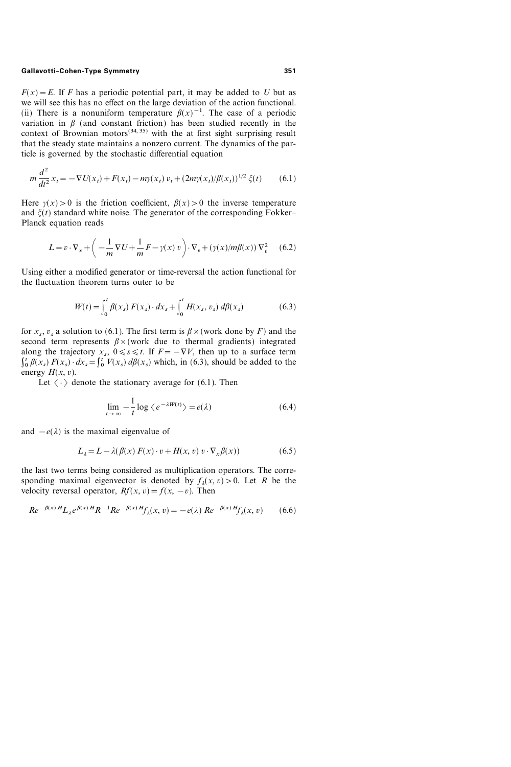$F(x) = E$. If $F$ has a periodic potential part, it may be added to $U$ but as we will see this has no effect on the large deviation of the action functional. (ii) There is a nonuniform temperature $\beta(x)^{-1}$. The case of a periodic variation in $\beta$ (and constant friction) has been studied recently in the context of Brownian motors[34, 35] with the at first sight surprising result that the steady state maintains a nonzero current. The dynamics of the particle is governed by the stochastic differential equation

$$m \frac{d^2}{dt^2} x_t = -\nabla U(x_t) + F(x_t) - m\gamma(x_t)\, v_t + (2m\gamma(x_t)/\beta(x_t))^{1/2}\, \xi(t) \tag{6.1}$$

Here $\gamma(x) > 0$ is the friction coefficient, $\beta(x) > 0$ the inverse temperature and $\xi(t)$ standard white noise. The generator of the corresponding Fokker–Planck equation reads

$$L = v \cdot \nabla_x + \left( -\frac{1}{m} \nabla U + \frac{1}{m} F - \gamma(x)\, v \right) \cdot \nabla_v + (\gamma(x)/m\beta(x))\, \nabla_v^2 \tag{6.2}$$

Using either a modified generator or time-reversal the action functional for the fluctuation theorem turns outer to be

$$W(t) = \int_0^t \beta(x_s)\, F(x_s) \cdot dx_s + \int_0^t H(x_s, v_s)\, d\beta(x_s) \tag{6.3}$$

for $x_s$, $v_s$ a solution to (6.1). The first term is $\beta \times$(work done by $F$) and the second term represents $\beta \times$(work due to thermal gradients) integrated along the trajectory $x_s$, $0 \leqslant s \leqslant t$. If $F = -\nabla V$, then up to a surface term $\int_0^t \beta(x_s)\, F(x_s) \cdot dx_s = \int_0^t V(x_s)\, d\beta(x_s)$ which, in (6.3), should be added to the energy $H(x, v)$.

Let $\langle \cdot \rangle$ denote the stationary average for (6.1). Then

$$\lim_{t \to \infty} -\frac{1}{t} \log \langle e^{-\lambda W(t)} \rangle = e(\lambda) \tag{6.4}$$

and $-e(\lambda)$ is the maximal eigenvalue of

$$L_\lambda = L - \lambda(\beta(x)\, F(x) \cdot v + H(x, v)\, v \cdot \nabla_x \beta(x)) \tag{6.5}$$

the last two terms being considered as multiplication operators. The corresponding maximal eigenvector is denoted by $f_\lambda(x, v) > 0$. Let $R$ be the velocity reversal operator, $Rf(x, v) = f(x, -v)$. Then

$$Re^{-\beta(x) H} L_\lambda e^{\beta(x) H} R^{-1} Re^{-\beta(x) H} f_\lambda(x, v) = -e(\lambda)\, Re^{-\beta(x) H} f_\lambda(x, v) \tag{6.6}$$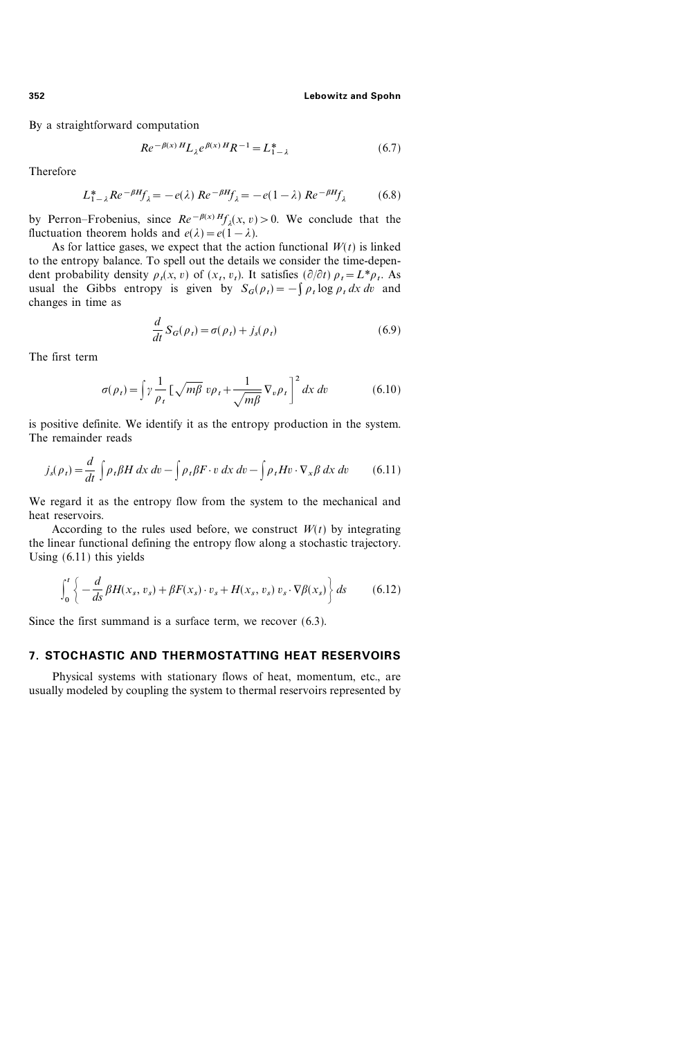By a straightforward computation

$$Re^{-\beta(x)\,H}L_{\lambda}e^{\beta(x)\,H}R^{-1} = L^*_{1-\lambda} \tag{6.7}$$

Therefore

$$L^*_{1-\lambda}Re^{-\beta H}f_{\lambda} = -e(\lambda)\;Re^{-\beta H}f_{\lambda} = -e(1-\lambda)\;Re^{-\beta H}f_{\lambda} \tag{6.8}$$

by Perron–Frobenius, since $Re^{-\beta(x)\,H}f_{\lambda}(x, v) > 0$. We conclude that the fluctuation theorem holds and $e(\lambda) = e(1-\lambda)$.

As for lattice gases, we expect that the action functional $W(t)$ is linked to the entropy balance. To spell out the details we consider the time-dependent probability density $\rho_t(x, v)$ of $(x_t, v_t)$. It satisfies $(\partial/\partial t)\,\rho_t = L^*\rho_t$. As usual the Gibbs entropy is given by $S_G(\rho_t) = -\int \rho_t \log \rho_t\, dx\, dv$ and changes in time as

$$\frac{d}{dt}S_G(\rho_t) = \sigma(\rho_t) + j_s(\rho_t) \tag{6.9}$$

The first term

$$\sigma(\rho_t) = \int \gamma \frac{1}{\rho_t}\left[\sqrt{m\beta}\; v\rho_t + \frac{1}{\sqrt{m\beta}}\nabla_v \rho_t\right]^2 dx\, dv \tag{6.10}$$

is positive definite. We identify it as the entropy production in the system. The remainder reads

$$j_s(\rho_t) = \frac{d}{dt}\int \rho_t \beta H\, dx\, dv - \int \rho_t \beta F\cdot v\; dx\, dv - \int \rho_t H v\cdot \nabla_x \beta\; dx\, dv \tag{6.11}$$

We regard it as the entropy flow from the system to the mechanical and heat reservoirs.

According to the rules used before, we construct $W(t)$ by integrating the linear functional defining the entropy flow along a stochastic trajectory. Using (6.11) this yields

$$\int_0^t \left\{-\frac{d}{ds}\beta H(x_s, v_s) + \beta F(x_s)\cdot v_s + H(x_s, v_s)\, v_s\cdot \nabla\beta(x_s)\right\} ds \tag{6.12}$$

Since the first summand is a surface term, we recover (6.3).

## 7. STOCHASTIC AND THERMOSTATTING HEAT RESERVOIRS

Physical systems with stationary flows of heat, momentum, etc., are usually modeled by coupling the system to thermal reservoirs represented by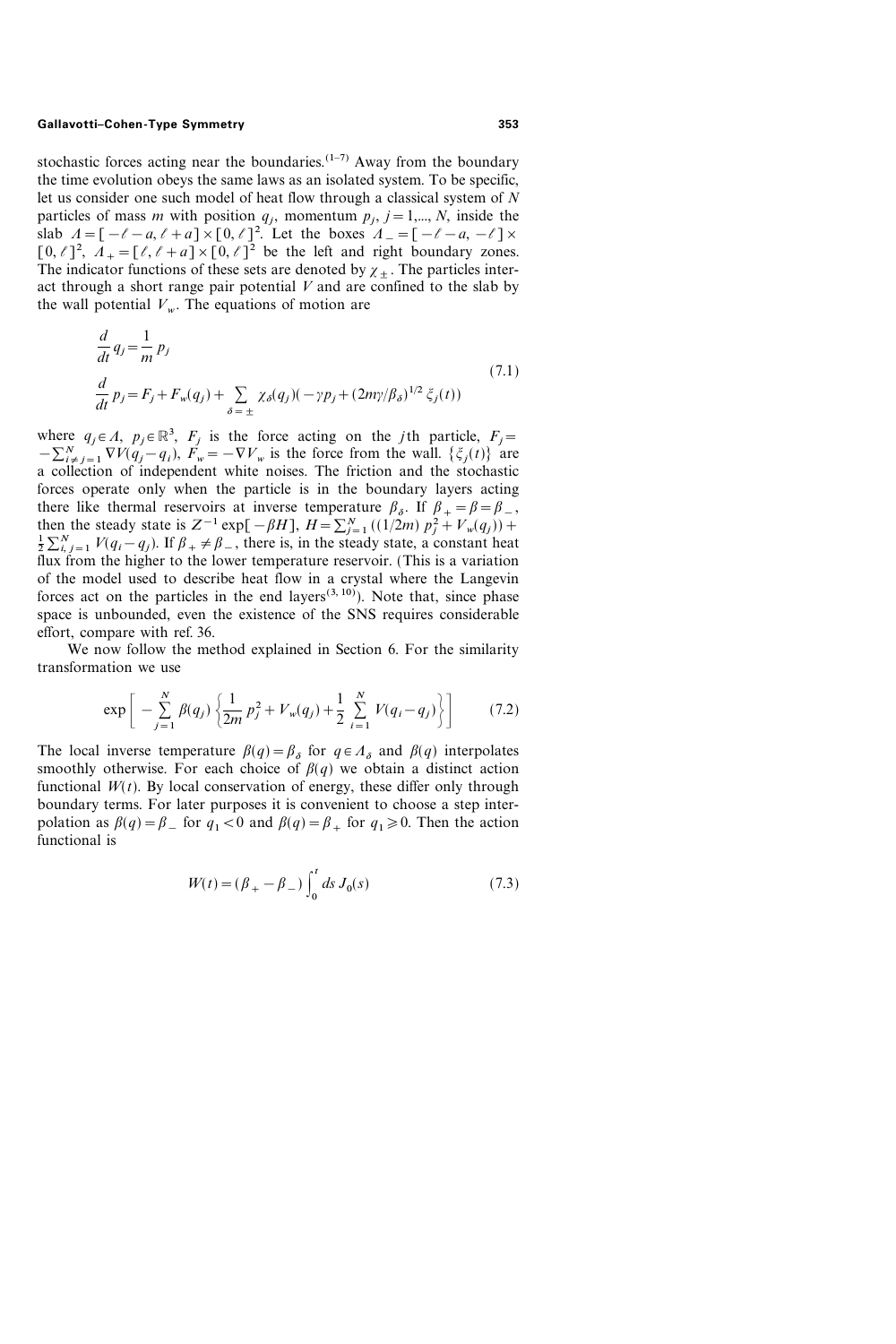stochastic forces acting near the boundaries.[1–7] Away from the boundary the time evolution obeys the same laws as an isolated system. To be specific, let us consider one such model of heat flow through a classical system of $N$ particles of mass $m$ with position $q_j$, momentum $p_j$, $j = 1,..., N$, inside the slab $\Lambda = [-\ell - a, \ell + a] \times [0, \ell]^2$. Let the boxes $\Lambda_- = [-\ell - a, -\ell] \times [0, \ell]^2$, $\Lambda_+ = [\ell, \ell + a] \times [0, \ell]^2$ be the left and right boundary zones. The indicator functions of these sets are denoted by $\chi_\pm$. The particles interact through a short range pair potential $V$ and are confined to the slab by the wall potential $V_w$. The equations of motion are

$$
\begin{aligned}
\frac{d}{dt} q_j &= \frac{1}{m} p_j \\
\frac{d}{dt} p_j &= F_j + F_w(q_j) + \sum_{\delta = \pm} \chi_\delta(q_j)(-\gamma p_j + (2m\gamma/\beta_\delta)^{1/2}\, \xi_j(t))
\end{aligned}
\tag{7.1}
$$

where $q_j \in \Lambda$, $p_j \in \mathbb{R}^3$, $F_j$ is the force acting on the $j$th particle, $F_j = -\sum_{i \neq j = 1}^{N} \nabla V(q_j - q_i)$, $F_w = -\nabla V_w$ is the force from the wall. $\{\xi_j(t)\}$ are a collection of independent white noises. The friction and the stochastic forces operate only when the particle is in the boundary layers acting there like thermal reservoirs at inverse temperature $\beta_\delta$. If $\beta_+ = \beta = \beta_-$, then the steady state is $Z^{-1} \exp[-\beta H]$, $H = \sum_{j=1}^{N} ((1/2m)\, p_j^2 + V_w(q_j)) + \frac{1}{2} \sum_{i,j=1}^{N} V(q_i - q_j)$. If $\beta_+ \neq \beta_-$, there is, in the steady state, a constant heat flux from the higher to the lower temperature reservoir. (This is a variation of the model used to describe heat flow in a crystal where the Langevin forces act on the particles in the end layers[3,10]). Note that, since phase space is unbounded, even the existence of the SNS requires considerable effort, compare with ref. 36.

We now follow the method explained in Section 6. For the similarity transformation we use

$$
\exp\left[-\sum_{j=1}^{N} \beta(q_j) \left\{\frac{1}{2m} p_j^2 + V_w(q_j) + \frac{1}{2} \sum_{i=1}^{N} V(q_i - q_j)\right\}\right]
\tag{7.2}
$$

The local inverse temperature $\beta(q) = \beta_\delta$ for $q \in \Lambda_\delta$ and $\beta(q)$ interpolates smoothly otherwise. For each choice of $\beta(q)$ we obtain a distinct action functional $W(t)$. By local conservation of energy, these differ only through boundary terms. For later purposes it is convenient to choose a step interpolation as $\beta(q) = \beta_-$ for $q_1 < 0$ and $\beta(q) = \beta_+$ for $q_1 \geqslant 0$. Then the action functional is

$$
W(t) = (\beta_+ - \beta_-) \int_0^t ds\, J_0(s)
\tag{7.3}
$$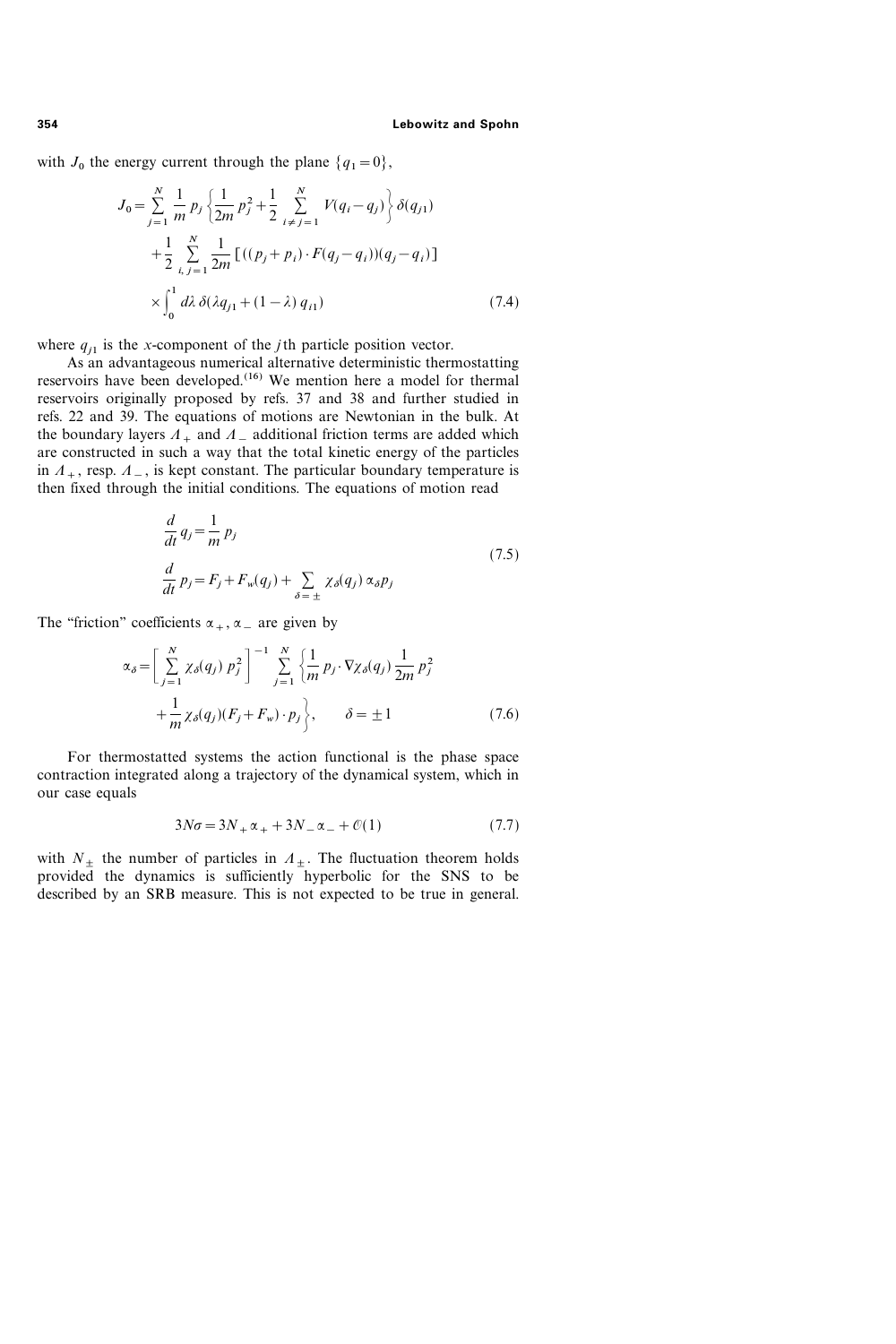with $J_0$ the energy current through the plane $\{q_1 = 0\}$,

$$J_0 = \sum_{j=1}^{N} \frac{1}{m} p_j \left\{ \frac{1}{2m} p_j^2 + \frac{1}{2} \sum_{i \neq j=1}^{N} V(q_i - q_j) \right\} \delta(q_{j1}) + \frac{1}{2} \sum_{i,j=1}^{N} \frac{1}{2m} \left[ ((p_j + p_i) \cdot F(q_j - q_i))(q_j - q_i) \right] \times \int_0^1 d\lambda \, \delta(\lambda q_{j1} + (1-\lambda) q_{i1}) \tag{7.4}$$

where $q_{j1}$ is the $x$-component of the $j$th particle position vector.

As an advantageous numerical alternative deterministic thermostatting reservoirs have been developed.[16] We mention here a model for thermal reservoirs originally proposed by refs. 37 and 38 and further studied in refs. 22 and 39. The equations of motions are Newtonian in the bulk. At the boundary layers $\Lambda_+$ and $\Lambda_-$ additional friction terms are added which are constructed in such a way that the total kinetic energy of the particles in $\Lambda_+$, resp. $\Lambda_-$, is kept constant. The particular boundary temperature is then fixed through the initial conditions. The equations of motion read

$$\begin{aligned} \frac{d}{dt} q_j &= \frac{1}{m} p_j \\ \frac{d}{dt} p_j &= F_j + F_w(q_j) + \sum_{\delta = \pm} \chi_\delta(q_j) \, \alpha_\delta p_j \end{aligned} \tag{7.5}$$

The "friction" coefficients $\alpha_+, \alpha_-$ are given by

$$\alpha_\delta = \left[ \sum_{j=1}^{N} \chi_\delta(q_j) \, p_j^2 \right]^{-1} \sum_{j=1}^{N} \left\{ \frac{1}{m} p_j \cdot \nabla \chi_\delta(q_j) \frac{1}{2m} p_j^2 + \frac{1}{m} \chi_\delta(q_j)(F_j + F_w) \cdot p_j \right\}, \qquad \delta = \pm 1 \tag{7.6}$$

For thermostatted systems the action functional is the phase space contraction integrated along a trajectory of the dynamical system, which in our case equals

$$3N\sigma = 3N_+ \alpha_+ + 3N_- \alpha_- + \mathcal{O}(1) \tag{7.7}$$

with $N_\pm$ the number of particles in $\Lambda_\pm$. The fluctuation theorem holds provided the dynamics is sufficiently hyperbolic for the SNS to be described by an SRB measure. This is not expected to be true in general.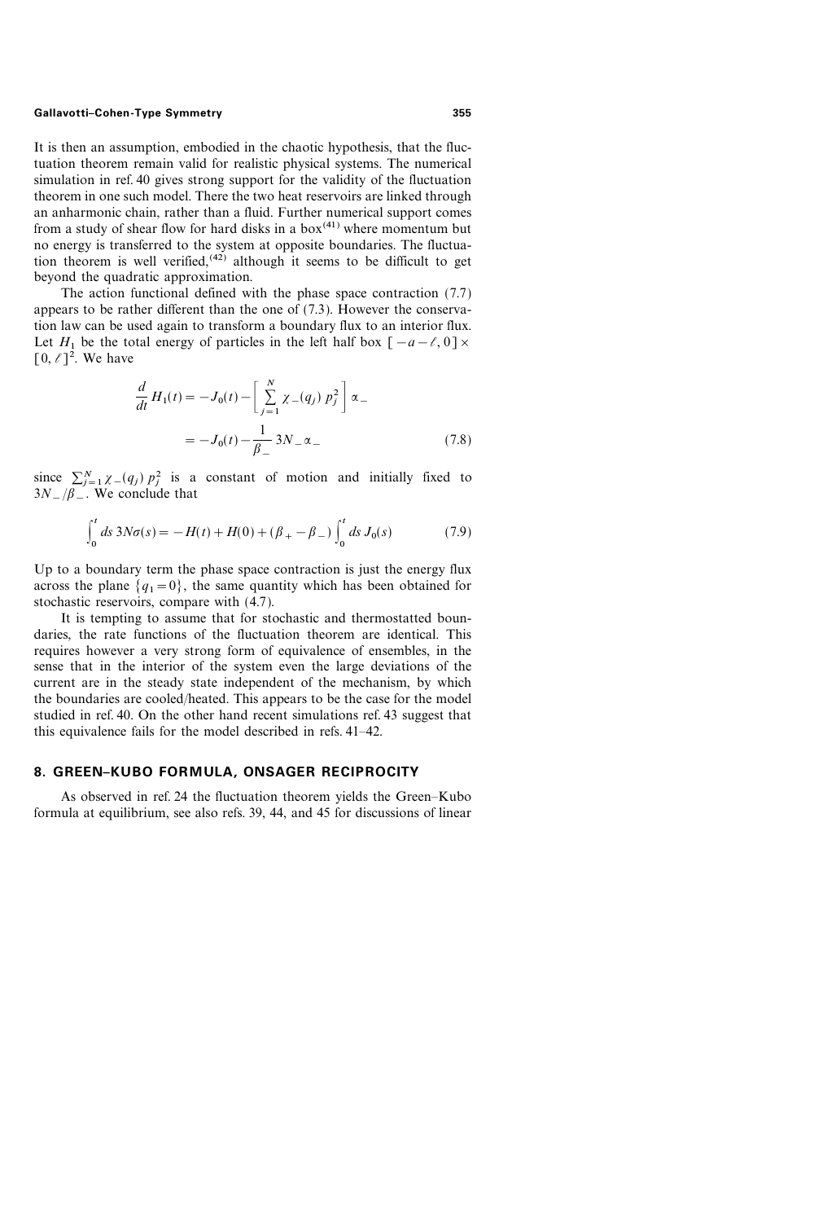It is then an assumption, embodied in the chaotic hypothesis, that the fluctuation theorem remain valid for realistic physical systems. The numerical simulation in ref. 40 gives strong support for the validity of the fluctuation theorem in one such model. There the two heat reservoirs are linked through an anharmonic chain, rather than a fluid. Further numerical support comes from a study of shear flow for hard disks in a box[41] where momentum but no energy is transferred to the system at opposite boundaries. The fluctuation theorem is well verified,[42] although it seems to be difficult to get beyond the quadratic approximation.

The action functional defined with the phase space contraction (7.7) appears to be rather different than the one of (7.3). However the conservation law can be used again to transform a boundary flux to an interior flux. Let $H_1$ be the total energy of particles in the left half box $[-a-\ell, 0] \times [0, \ell]^2$. We have

$$
\begin{aligned}
\frac{d}{dt} H_1(t) &= -J_0(t) - \left[ \sum_{j=1}^{N} \chi_-(q_j)\, p_j^2 \right] \alpha_- \\
&= -J_0(t) - \frac{1}{\beta_-} 3N_- \alpha_- \qquad (7.8)
\end{aligned}
$$

since $\sum_{j=1}^{N} \chi_-(q_j)\, p_j^2$ is a constant of motion and initially fixed to $3N_-/\beta_-$. We conclude that

$$
\int_0^t ds\, 3N\sigma(s) = -H(t) + H(0) + (\beta_+ - \beta_-) \int_0^t ds\, J_0(s) \qquad (7.9)
$$

Up to a boundary term the phase space contraction is just the energy flux across the plane $\{q_1 = 0\}$, the same quantity which has been obtained for stochastic reservoirs, compare with (4.7).

It is tempting to assume that for stochastic and thermostatted boundaries, the rate functions of the fluctuation theorem are identical. This requires however a very strong form of equivalence of ensembles, in the sense that in the interior of the system even the large deviations of the current are in the steady state independent of the mechanism, by which the boundaries are cooled/heated. This appears to be the case for the model studied in ref. 40. On the other hand recent simulations ref. 43 suggest that this equivalence fails for the model described in refs. 41–42.

## 8. GREEN–KUBO FORMULA, ONSAGER RECIPROCITY

As observed in ref. 24 the fluctuation theorem yields the Green–Kubo formula at equilibrium, see also refs. 39, 44, and 45 for discussions of linear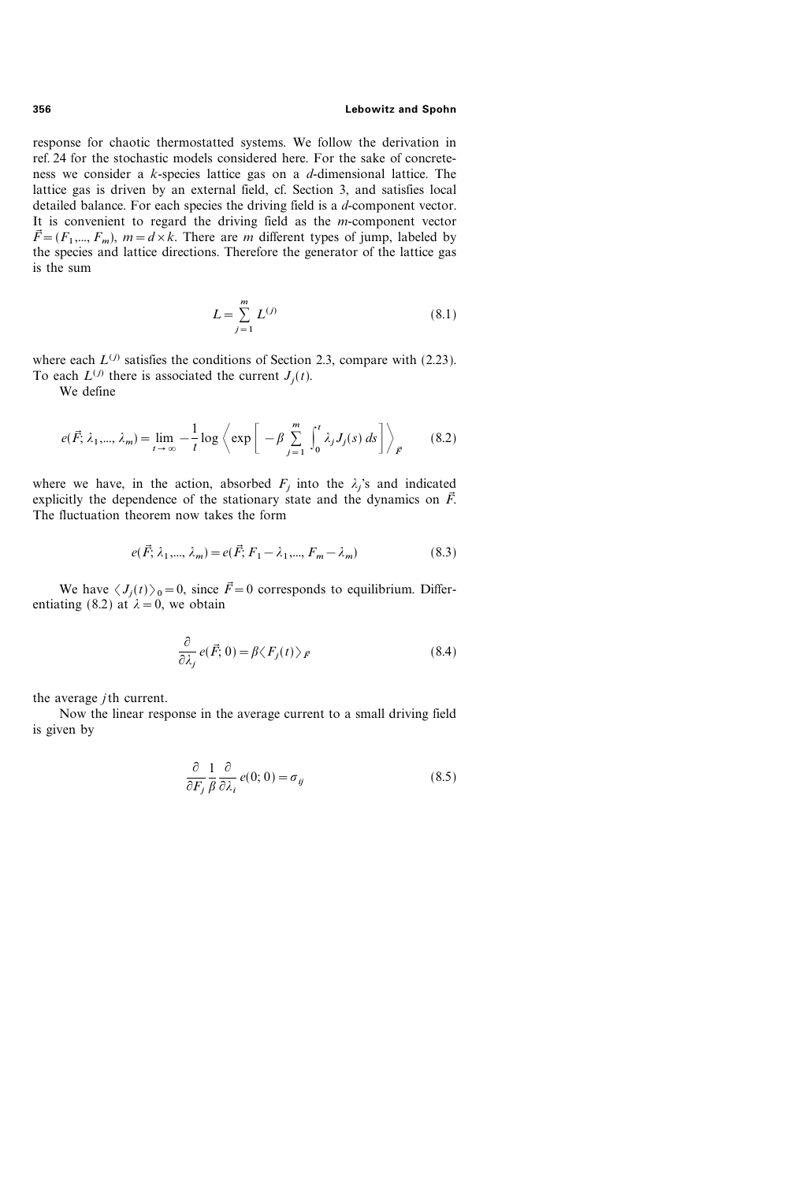response for chaotic thermostatted systems. We follow the derivation in ref. 24 for the stochastic models considered here. For the sake of concreteness we consider a $k$-species lattice gas on a $d$-dimensional lattice. The lattice gas is driven by an external field, cf. Section 3, and satisfies local detailed balance. For each species the driving field is a $d$-component vector. It is convenient to regard the driving field as the $m$-component vector $\vec{F} = (F_1, ..., F_m)$, $m = d \times k$. There are $m$ different types of jump, labeled by the species and lattice directions. Therefore the generator of the lattice gas is the sum

$$L = \sum_{j=1}^{m} L^{(j)} \tag{8.1}$$

where each $L^{(j)}$ satisfies the conditions of Section 2.3, compare with (2.23). To each $L^{(j)}$ there is associated the current $J_j(t)$.

We define

$$e(\vec{F}; \lambda_1, ..., \lambda_m) = \lim_{t \to \infty} -\frac{1}{t} \log \left\langle \exp\left[ -\beta \sum_{j=1}^{m} \int_0^t \lambda_j J_j(s) \, ds \right] \right\rangle_{\vec{F}} \tag{8.2}$$

where we have, in the action, absorbed $F_j$ into the $\lambda_j$'s and indicated explicitly the dependence of the stationary state and the dynamics on $\vec{F}$. The fluctuation theorem now takes the form

$$e(\vec{F}; \lambda_1, ..., \lambda_m) = e(\vec{F}; F_1 - \lambda_1, ..., F_m - \lambda_m) \tag{8.3}$$

We have $\langle J_j(t) \rangle_0 = 0$, since $\vec{F} = 0$ corresponds to equilibrium. Differentiating (8.2) at $\lambda = 0$, we obtain

$$\frac{\partial}{\partial \lambda_j} e(\vec{F}; 0) = \beta \langle F_j(t) \rangle_{\vec{F}} \tag{8.4}$$

the average $j$th current.

Now the linear response in the average current to a small driving field is given by

$$\frac{\partial}{\partial F_j} \frac{1}{\beta} \frac{\partial}{\partial \lambda_i} e(0; 0) = \sigma_{ij} \tag{8.5}$$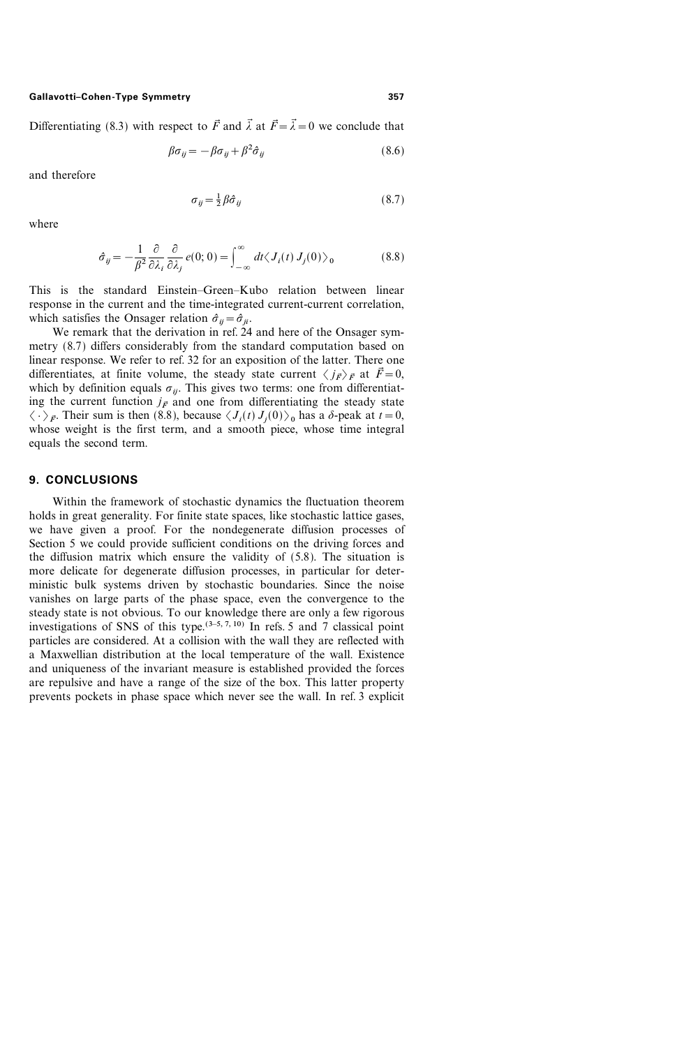Differentiating (8.3) with respect to $\vec{F}$ and $\vec{\lambda}$ at $\vec{F} = \vec{\lambda} = 0$ we conclude that

$$\beta \sigma_{ij} = -\beta \sigma_{ij} + \beta^2 \hat{\sigma}_{ij} \tag{8.6}$$

and therefore

$$\sigma_{ij} = \tfrac{1}{2} \beta \hat{\sigma}_{ij} \tag{8.7}$$

where

$$\hat{\sigma}_{ij} = -\frac{1}{\beta^2} \frac{\partial}{\partial \lambda_i} \frac{\partial}{\partial \lambda_j} e(0; 0) = \int_{-\infty}^{\infty} dt \langle J_i(t) \, J_j(0) \rangle_0 \tag{8.8}$$

This is the standard Einstein–Green–Kubo relation between linear response in the current and the time-integrated current-current correlation, which satisfies the Onsager relation $\hat{\sigma}_{ij} = \hat{\sigma}_{ji}$.

We remark that the derivation in ref. 24 and here of the Onsager symmetry (8.7) differs considerably from the standard computation based on linear response. We refer to ref. 32 for an exposition of the latter. There one differentiates, at finite volume, the steady state current $\langle j_{\vec{F}} \rangle_{\vec{F}}$ at $\vec{F} = 0$, which by definition equals $\sigma_{ij}$. This gives two terms: one from differentiating the current function $j_{\vec{F}}$ and one from differentiating the steady state $\langle \cdot \rangle_{\vec{F}}$. Their sum is then (8.8), because $\langle J_i(t) \, J_j(0) \rangle_0$ has a $\delta$-peak at $t = 0$, whose weight is the first term, and a smooth piece, whose time integral equals the second term.

## 9. CONCLUSIONS

Within the framework of stochastic dynamics the fluctuation theorem holds in great generality. For finite state spaces, like stochastic lattice gases, we have given a proof. For the nondegenerate diffusion processes of Section 5 we could provide sufficient conditions on the driving forces and the diffusion matrix which ensure the validity of (5.8). The situation is more delicate for degenerate diffusion processes, in particular for deterministic bulk systems driven by stochastic boundaries. Since the noise vanishes on large parts of the phase space, even the convergence to the steady state is not obvious. To our knowledge there are only a few rigorous investigations of SNS of this type.[3–5, 7, 10] In refs. 5 and 7 classical point particles are considered. At a collision with the wall they are reflected with a Maxwellian distribution at the local temperature of the wall. Existence and uniqueness of the invariant measure is established provided the forces are repulsive and have a range of the size of the box. This latter property prevents pockets in phase space which never see the wall. In ref. 3 explicit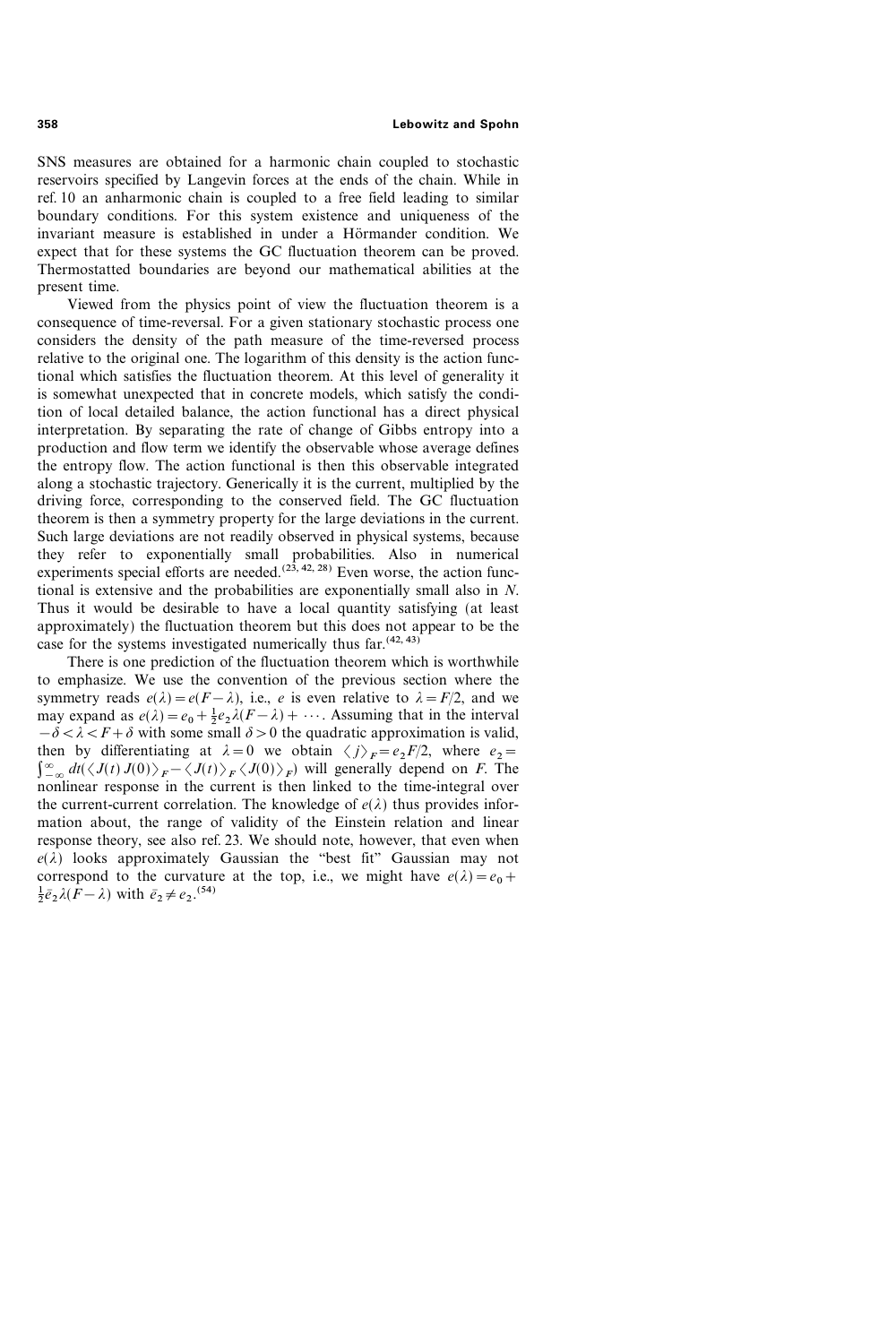SNS measures are obtained for a harmonic chain coupled to stochastic reservoirs specified by Langevin forces at the ends of the chain. While in ref. 10 an anharmonic chain is coupled to a free field leading to similar boundary conditions. For this system existence and uniqueness of the invariant measure is established in under a Hörmander condition. We expect that for these systems the GC fluctuation theorem can be proved. Thermostatted boundaries are beyond our mathematical abilities at the present time.

Viewed from the physics point of view the fluctuation theorem is a consequence of time-reversal. For a given stationary stochastic process one considers the density of the path measure of the time-reversed process relative to the original one. The logarithm of this density is the action functional which satisfies the fluctuation theorem. At this level of generality it is somewhat unexpected that in concrete models, which satisfy the condition of local detailed balance, the action functional has a direct physical interpretation. By separating the rate of change of Gibbs entropy into a production and flow term we identify the observable whose average defines the entropy flow. The action functional is then this observable integrated along a stochastic trajectory. Generically it is the current, multiplied by the driving force, corresponding to the conserved field. The GC fluctuation theorem is then a symmetry property for the large deviations in the current. Such large deviations are not readily observed in physical systems, because they refer to exponentially small probabilities. Also in numerical experiments special efforts are needed.[23, 42, 28] Even worse, the action functional is extensive and the probabilities are exponentially small also in $N$. Thus it would be desirable to have a local quantity satisfying (at least approximately) the fluctuation theorem but this does not appear to be the case for the systems investigated numerically thus far.[42, 43]

There is one prediction of the fluctuation theorem which is worthwhile to emphasize. We use the convention of the previous section where the symmetry reads $e(\lambda) = e(F - \lambda)$, i.e., $e$ is even relative to $\lambda = F/2$, and we may expand as $e(\lambda) = e_0 + \frac{1}{2} e_2 \lambda (F - \lambda) + \cdots$. Assuming that in the interval $-\delta < \lambda < F + \delta$ with some small $\delta > 0$ the quadratic approximation is valid, then by differentiating at $\lambda = 0$ we obtain $\langle j \rangle_F = e_2 F/2$, where $e_2 = \int_{-\infty}^{\infty} dt (\langle J(t) J(0) \rangle_F - \langle J(t) \rangle_F \langle J(0) \rangle_F)$ will generally depend on $F$. The nonlinear response in the current is then linked to the time-integral over the current-current correlation. The knowledge of $e(\lambda)$ thus provides information about, the range of validity of the Einstein relation and linear response theory, see also ref. 23. We should note, however, that even when $e(\lambda)$ looks approximately Gaussian the "best fit" Gaussian may not correspond to the curvature at the top, i.e., we might have $e(\lambda) = e_0 + \frac{1}{2} \bar{e}_2 \lambda (F - \lambda)$ with $\bar{e}_2 \neq e_2$.[54]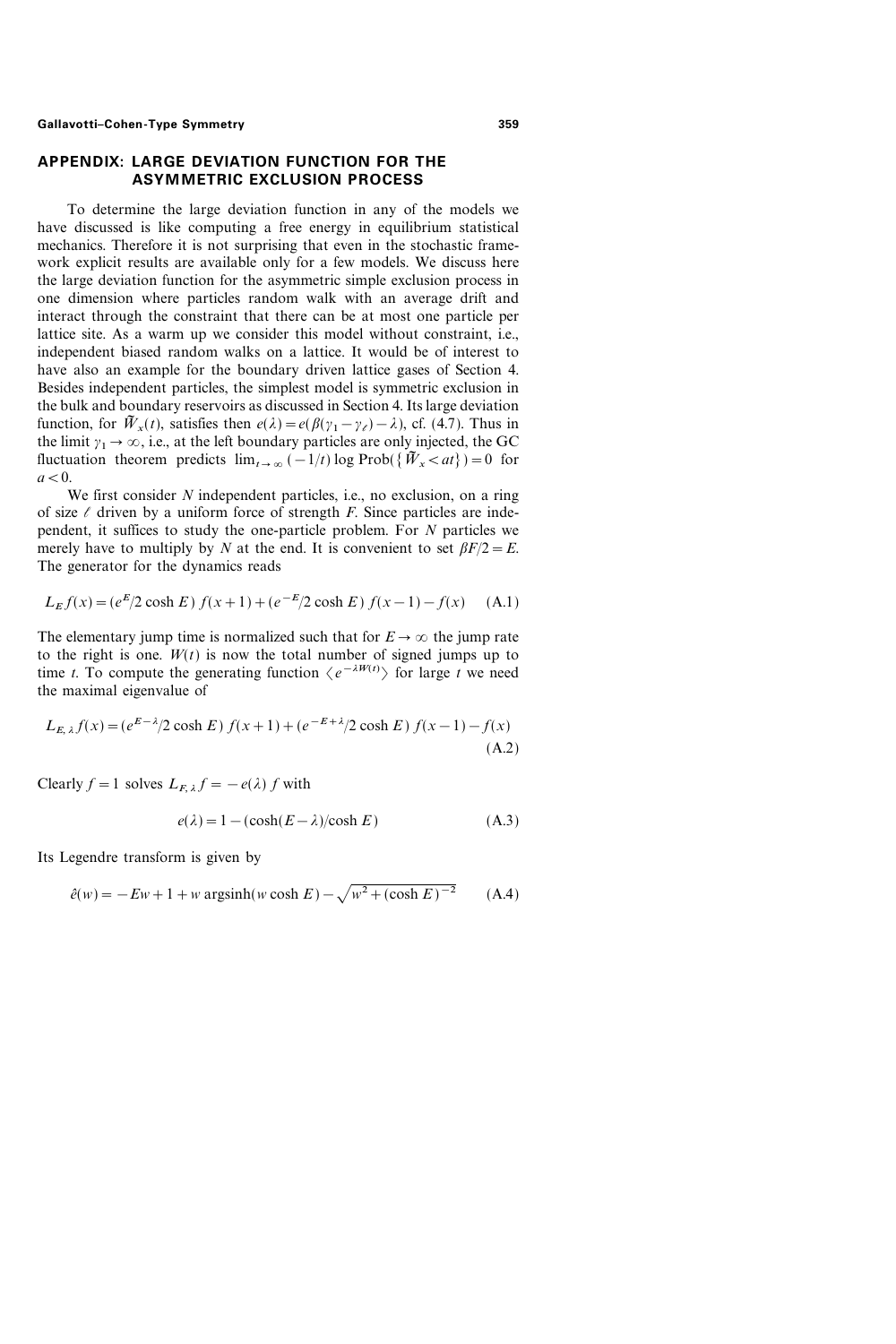## APPENDIX: LARGE DEVIATION FUNCTION FOR THE ASYMMETRIC EXCLUSION PROCESS

To determine the large deviation function in any of the models we have discussed is like computing a free energy in equilibrium statistical mechanics. Therefore it is not surprising that even in the stochastic framework explicit results are available only for a few models. We discuss here the large deviation function for the asymmetric simple exclusion process in one dimension where particles random walk with an average drift and interact through the constraint that there can be at most one particle per lattice site. As a warm up we consider this model without constraint, i.e., independent biased random walks on a lattice. It would be of interest to have also an example for the boundary driven lattice gases of Section 4. Besides independent particles, the simplest model is symmetric exclusion in the bulk and boundary reservoirs as discussed in Section 4. Its large deviation function, for $\tilde{W}_x(t)$, satisfies then $e(\lambda) = e(\beta(\gamma_1 - \gamma_\ell) - \lambda)$, cf. (4.7). Thus in the limit $\gamma_1 \to \infty$, i.e., at the left boundary particles are only injected, the GC fluctuation theorem predicts $\lim_{t\to\infty} (-1/t) \log \text{Prob}(\{\tilde{W}_x < at\}) = 0$ for $a < 0$.

We first consider $N$ independent particles, i.e., no exclusion, on a ring of size $\ell$ driven by a uniform force of strength $F$. Since particles are independent, it suffices to study the one-particle problem. For $N$ particles we merely have to multiply by $N$ at the end. It is convenient to set $\beta F/2 = E$. The generator for the dynamics reads

$$L_E f(x) = (e^E/2\cosh E)\, f(x+1) + (e^{-E}/2\cosh E)\, f(x-1) - f(x) \tag{A.1}$$

The elementary jump time is normalized such that for $E \to \infty$ the jump rate to the right is one. $W(t)$ is now the total number of signed jumps up to time $t$. To compute the generating function $\langle e^{-\lambda W(t)} \rangle$ for large $t$ we need the maximal eigenvalue of

$$L_{E,\lambda} f(x) = (e^{E-\lambda}/2\cosh E)\, f(x+1) + (e^{-E+\lambda}/2\cosh E)\, f(x-1) - f(x) \tag{A.2}$$

Clearly $f = 1$ solves $L_{F,\lambda} f = -e(\lambda) f$ with

$$e(\lambda) = 1 - (\cosh(E-\lambda)/\cosh E) \tag{A.3}$$

Its Legendre transform is given by

$$\hat{e}(w) = -Ew + 1 + w \operatorname{argsinh}(w \cosh E) - \sqrt{w^2 + (\cosh E)^{-2}} \tag{A.4}$$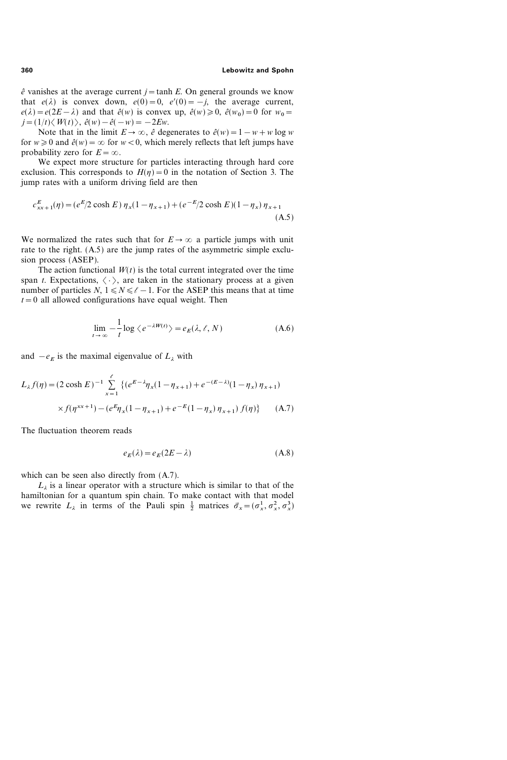$\hat{e}$ vanishes at the average current $j = \tanh E$. On general grounds we know that $e(\lambda)$ is convex down, $e(0) = 0$, $e'(0) = -j$, the average current, $e(\lambda) = e(2E - \lambda)$ and that $\hat{e}(w)$ is convex up, $\hat{e}(w) \geqslant 0$, $\hat{e}(w_0) = 0$ for $w_0 = j = (1/t)\langle W(t)\rangle$, $\hat{e}(w) - \hat{e}(-w) = -2Ew$.

Note that in the limit $E \to \infty$, $\hat{e}$ degenerates to $\hat{e}(w) = 1 - w + w \log w$ for $w \geqslant 0$ and $\hat{e}(w) = \infty$ for $w < 0$, which merely reflects that left jumps have probability zero for $E = \infty$.

We expect more structure for particles interacting through hard core exclusion. This corresponds to $H(\eta) = 0$ in the notation of Section 3. The jump rates with a uniform driving field are then

$$c^E_{xx+1}(\eta) = (e^E/2\cosh E)\,\eta_x(1-\eta_{x+1}) + (e^{-E}/2\cosh E)(1-\eta_x)\,\eta_{x+1} \tag{A.5}$$

We normalized the rates such that for $E \to \infty$ a particle jumps with unit rate to the right. (A.5) are the jump rates of the asymmetric simple exclusion process (ASEP).

The action functional $W(t)$ is the total current integrated over the time span $t$. Expectations, $\langle \cdot \rangle$, are taken in the stationary process at a given number of particles $N$, $1 \leqslant N \leqslant \ell - 1$. For the ASEP this means that at time $t = 0$ all allowed configurations have equal weight. Then

$$\lim_{t\to\infty} -\frac{1}{t} \log \langle e^{-\lambda W(t)} \rangle = e_E(\lambda, \ell, N) \tag{A.6}$$

and $-e_E$ is the maximal eigenvalue of $L_\lambda$ with

$$L_\lambda f(\eta) = (2\cosh E)^{-1} \sum_{x=1}^{\ell} \{(e^{E-\lambda}\eta_x(1-\eta_{x+1}) + e^{-(E-\lambda)}(1-\eta_x)\,\eta_{x+1}) \times f(\eta^{xx+1}) - (e^E\eta_x(1-\eta_{x+1}) + e^{-E}(1-\eta_x)\,\eta_{x+1})\, f(\eta)\} \tag{A.7}$$

The fluctuation theorem reads

$$e_E(\lambda) = e_E(2E - \lambda) \tag{A.8}$$

which can be seen also directly from (A.7).

$L_\lambda$ is a linear operator with a structure which is similar to that of the hamiltonian for a quantum spin chain. To make contact with that model we rewrite $L_\lambda$ in terms of the Pauli spin $\frac{1}{2}$ matrices $\vec{\sigma}_x = (\sigma^1_x, \sigma^2_x, \sigma^3_x)$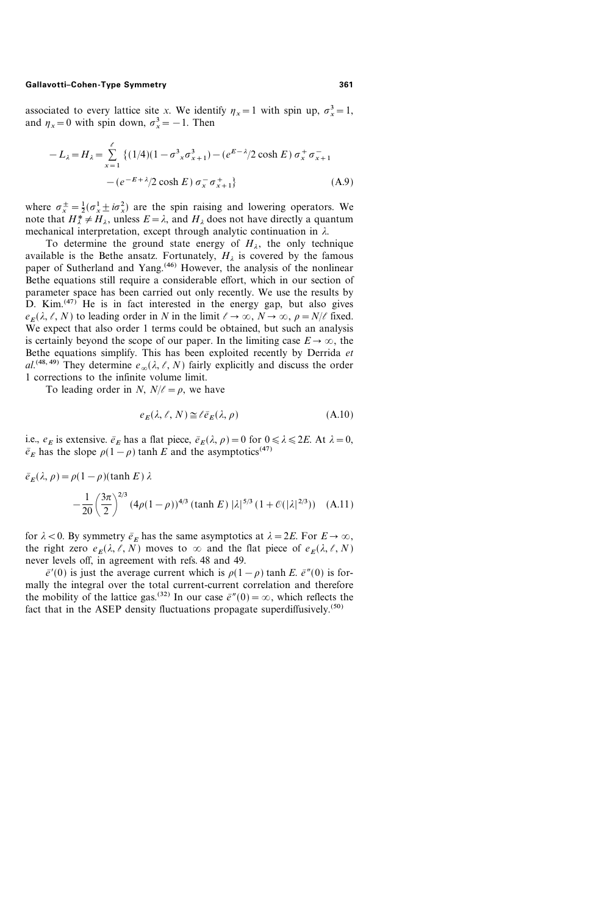associated to every lattice site $x$. We identify $\eta_x = 1$ with spin up, $\sigma^3_x = 1$, and $\eta_x = 0$ with spin down, $\sigma^3_x = -1$. Then

$$-L_\lambda = H_\lambda = \sum_{x=1}^{\ell} \{(1/4)(1 - \sigma^3{}_x \sigma^3_{x+1}) - (e^{E-\lambda}/2 \cosh E)\, \sigma^+_x \sigma^-_{x+1} - (e^{-E+\lambda}/2 \cosh E)\, \sigma^-_x \sigma^+_{x+1}\} \tag{A.9}$$

where $\sigma^\pm_x = \frac{1}{2}(\sigma^1_x \pm i\sigma^2_x)$ are the spin raising and lowering operators. We note that $H^*_\lambda \neq H_\lambda$, unless $E = \lambda$, and $H_\lambda$ does not have directly a quantum mechanical interpretation, except through analytic continuation in $\lambda$.

To determine the ground state energy of $H_\lambda$, the only technique available is the Bethe ansatz. Fortunately, $H_\lambda$ is covered by the famous paper of Sutherland and Yang.[46] However, the analysis of the nonlinear Bethe equations still require a considerable effort, which in our section of parameter space has been carried out only recently. We use the results by D. Kim.[47] He is in fact interested in the energy gap, but also gives $e_E(\lambda, \ell, N)$ to leading order in $N$ in the limit $\ell \to \infty$, $N \to \infty$, $\rho = N/\ell$ fixed. We expect that also order 1 terms could be obtained, but such an analysis is certainly beyond the scope of our paper. In the limiting case $E \to \infty$, the Bethe equations simplify. This has been exploited recently by Derrida *et al.*[48, 49] They determine $e_\infty(\lambda, \ell, N)$ fairly explicitly and discuss the order 1 corrections to the infinite volume limit.

To leading order in $N$, $N/\ell = \rho$, we have

$$e_E(\lambda, \ell, N) \cong \ell \bar{e}_E(\lambda, \rho) \tag{A.10}$$

i.e., $e_E$ is extensive. $\bar{e}_E$ has a flat piece, $\bar{e}_E(\lambda, \rho) = 0$ for $0 \leqslant \lambda \leqslant 2E$. At $\lambda = 0$, $\bar{e}_E$ has the slope $\rho(1-\rho) \tanh E$ and the asymptotics[47]

$$\bar{e}_E(\lambda, \rho) = \rho(1-\rho)(\tanh E)\, \lambda - \frac{1}{20}\left(\frac{3\pi}{2}\right)^{2/3} (4\rho(1-\rho))^{4/3} (\tanh E)\, |\lambda|^{5/3} (1 + \mathcal{O}(|\lambda|^{2/3})) \tag{A.11}$$

for $\lambda < 0$. By symmetry $\bar{e}_E$ has the same asymptotics at $\lambda = 2E$. For $E \to \infty$, the right zero $e_E(\lambda, \ell, N)$ moves to $\infty$ and the flat piece of $e_E(\lambda, \ell, N)$ never levels off, in agreement with refs. 48 and 49.

$\bar{e}'(0)$ is just the average current which is $\rho(1-\rho) \tanh E$. $\bar{e}''(0)$ is formally the integral over the total current-current correlation and therefore the mobility of the lattice gas.[32] In our case $\bar{e}''(0) = \infty$, which reflects the fact that in the ASEP density fluctuations propagate superdiffusively.[50]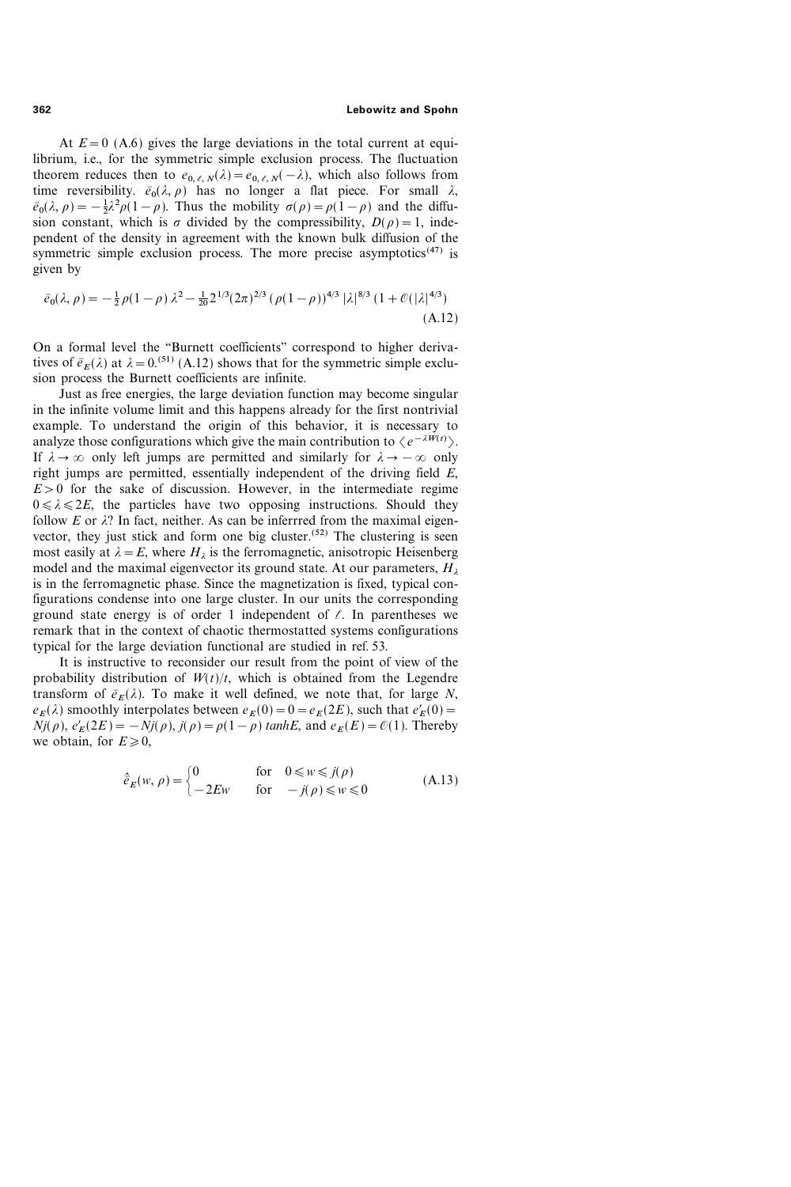At $E=0$ (A.6) gives the large deviations in the total current at equilibrium, i.e., for the symmetric simple exclusion process. The fluctuation theorem reduces then to $e_{0,\ell,N}(\lambda)=e_{0,\ell,N}(-\lambda)$, which also follows from time reversibility. $\bar{e}_0(\lambda,\rho)$ has no longer a flat piece. For small $\lambda$, $\bar{e}_0(\lambda,\rho)=-\frac{1}{2}\lambda^2\rho(1-\rho)$. Thus the mobility $\sigma(\rho)=\rho(1-\rho)$ and the diffusion constant, which is $\sigma$ divided by the compressibility, $D(\rho)=1$, independent of the density in agreement with the known bulk diffusion of the symmetric simple exclusion process. The more precise asymptotics[47] is given by

$$\bar{e}_0(\lambda,\rho)=-\tfrac{1}{2}\rho(1-\rho)\,\lambda^2-\tfrac{1}{20}2^{1/3}(2\pi)^{2/3}\,(\rho(1-\rho))^{4/3}\,|\lambda|^{8/3}\,(1+\mathcal{O}(|\lambda|^{4/3})) \tag{A.12}$$

On a formal level the "Burnett coefficients" correspond to higher derivatives of $\bar{e}_E(\lambda)$ at $\lambda=0$.[51] (A.12) shows that for the symmetric simple exclusion process the Burnett coefficients are infinite.

Just as free energies, the large deviation function may become singular in the infinite volume limit and this happens already for the first nontrivial example. To understand the origin of this behavior, it is necessary to analyze those configurations which give the main contribution to $\langle e^{-\lambda W(t)}\rangle$. If $\lambda\to\infty$ only left jumps are permitted and similarly for $\lambda\to-\infty$ only right jumps are permitted, essentially independent of the driving field $E$, $E>0$ for the sake of discussion. However, in the intermediate regime $0\leqslant\lambda\leqslant 2E$, the particles have two opposing instructions. Should they follow $E$ or $\lambda$? In fact, neither. As can be inferrred from the maximal eigenvector, they just stick and form one big cluster.[52] The clustering is seen most easily at $\lambda=E$, where $H_\lambda$ is the ferromagnetic, anisotropic Heisenberg model and the maximal eigenvector its ground state. At our parameters, $H_\lambda$ is in the ferromagnetic phase. Since the magnetization is fixed, typical configurations condense into one large cluster. In our units the corresponding ground state energy is of order 1 independent of $\ell$. In parentheses we remark that in the context of chaotic thermostatted systems configurations typical for the large deviation functional are studied in ref. 53.

It is instructive to reconsider our result from the point of view of the probability distribution of $W(t)/t$, which is obtained from the Legendre transform of $\bar{e}_E(\lambda)$. To make it well defined, we note that, for large $N$, $e_E(\lambda)$ smoothly interpolates between $e_E(0)=0=e_E(2E)$, such that $e'_E(0)=Nj(\rho)$, $e'_E(2E)=-Nj(\rho)$, $j(\rho)=\rho(1-\rho)\,tanhE$, and $e_E(E)=\mathcal{O}(1)$. Thereby we obtain, for $E\geqslant 0$,

$$\hat{\bar{e}}_E(w,\rho)=\begin{cases}0 & \text{for}\quad 0\leqslant w\leqslant j(\rho)\\ -2Ew & \text{for}\quad -j(\rho)\leqslant w\leqslant 0\end{cases} \tag{A.13}$$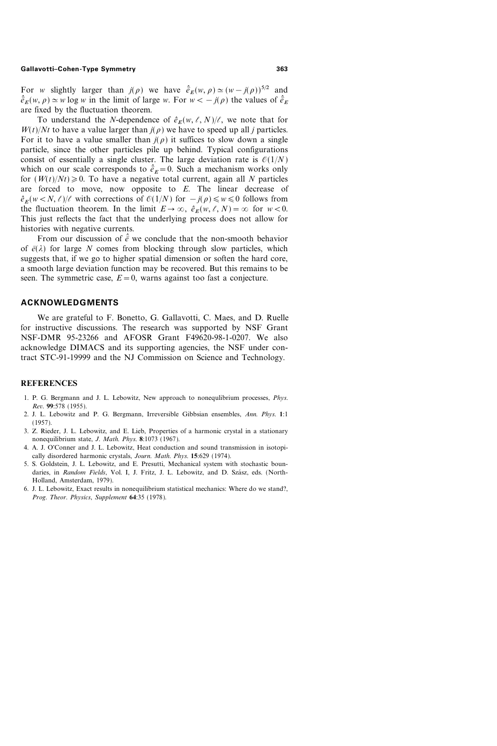For $w$ slightly larger than $j(\rho)$ we have $\hat{e}_E(w, \rho) \simeq (w - j(\rho))^{5/2}$ and $\hat{e}_E(w, \rho) \simeq w \log w$ in the limit of large $w$. For $w < -j(\rho)$ the values of $\hat{e}_E$ are fixed by the fluctuation theorem.

To understand the $N$-dependence of $\hat{e}_E(w, \ell, N)/\ell$, we note that for $W(t)/Nt$ to have a value larger than $j(\rho)$ we have to speed up all $j$ particles. For it to have a value smaller than $j(\rho)$ it suffices to slow down a single particle, since the other particles pile up behind. Typical configurations consist of essentially a single cluster. The large deviation rate is $\mathcal{O}(1/N)$ which on our scale corresponds to $\hat{e}_E = 0$. Such a mechanism works only for $(W(t)/Nt) \geqslant 0$. To have a negative total current, again all $N$ particles are forced to move, now opposite to $E$. The linear decrease of $\hat{e}_E(w < N, \ell)/\ell$ with corrections of $\mathcal{O}(1/N)$ for $-j(\rho) \leqslant w \leqslant 0$ follows from the fluctuation theorem. In the limit $E \to \infty$, $\hat{e}_E(w, \ell, N) = \infty$ for $w < 0$. This just reflects the fact that the underlying process does not allow for histories with negative currents.

From our discussion of $\hat{e}$ we conclude that the non-smooth behavior of $\bar{e}(\lambda)$ for large $N$ comes from blocking through slow particles, which suggests that, if we go to higher spatial dimension or soften the hard core, a smooth large deviation function may be recovered. But this remains to be seen. The symmetric case, $E = 0$, warns against too fast a conjecture.

## ACKNOWLEDGMENTS

We are grateful to F. Bonetto, G. Gallavotti, C. Maes, and D. Ruelle for instructive discussions. The research was supported by NSF Grant NSF-DMR 95-23266 and AFOSR Grant F49620-98-1-0207. We also acknowledge DIMACS and its supporting agencies, the NSF under contract STC-91-19999 and the NJ Commission on Science and Technology.

## REFERENCES

1. P. G. Bergmann and J. L. Lebowitz, New approach to nonequlibrium processes, *Phys. Rev.* **99**:578 (1955).
2. J. L. Lebowitz and P. G. Bergmann, Irreversible Gibbsian ensembles, *Ann. Phys.* **1**:1 (1957).
3. Z. Rieder, J. L. Lebowitz, and E. Lieb, Properties of a harmonic crystal in a stationary nonequilibrium state, *J. Math. Phys.* **8**:1073 (1967).
4. A. J. O'Conner and J. L. Lebowitz, Heat conduction and sound transmission in isotopically disordered harmonic crystals, *Journ. Math. Phys.* **15**:629 (1974).
5. S. Goldstein, J. L. Lebowitz, and E. Presutti, Mechanical system with stochastic boundaries, in *Random Fields*, Vol. I, J. Fritz, J. L. Lebowitz, and D. Szász, eds. (North-Holland, Amsterdam, 1979).
6. J. L. Lebowitz, Exact results in nonequilibrium statistical mechanics: Where do we stand?, *Prog. Theor. Physics, Supplement* **64**:35 (1978).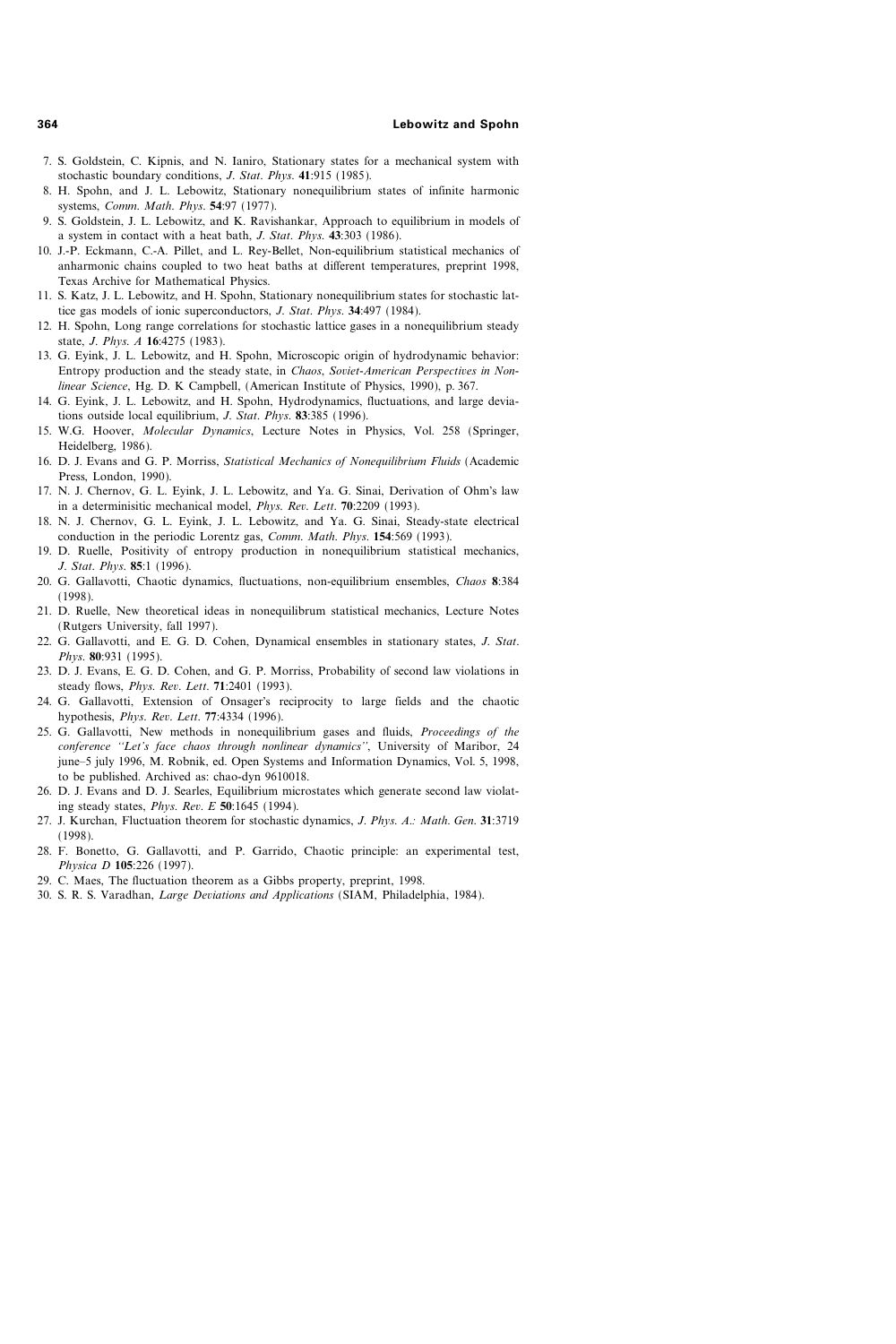7. S. Goldstein, C. Kipnis, and N. Ianiro, Stationary states for a mechanical system with stochastic boundary conditions, *J. Stat. Phys.* **41**:915 (1985).
8. H. Spohn, and J. L. Lebowitz, Stationary nonequilibrium states of infinite harmonic systems, *Comm. Math. Phys.* **54**:97 (1977).
9. S. Goldstein, J. L. Lebowitz, and K. Ravishankar, Approach to equilibrium in models of a system in contact with a heat bath, *J. Stat. Phys.* **43**:303 (1986).
10. J.-P. Eckmann, C.-A. Pillet, and L. Rey-Bellet, Non-equilibrium statistical mechanics of anharmonic chains coupled to two heat baths at different temperatures, preprint 1998, Texas Archive for Mathematical Physics.
11. S. Katz, J. L. Lebowitz, and H. Spohn, Stationary nonequilibrium states for stochastic lattice gas models of ionic superconductors, *J. Stat. Phys.* **34**:497 (1984).
12. H. Spohn, Long range correlations for stochastic lattice gases in a nonequilibrium steady state, *J. Phys. A* **16**:4275 (1983).
13. G. Eyink, J. L. Lebowitz, and H. Spohn, Microscopic origin of hydrodynamic behavior: Entropy production and the steady state, in *Chaos, Soviet-American Perspectives in Nonlinear Science*, Hg. D. K Campbell, (American Institute of Physics, 1990), p. 367.
14. G. Eyink, J. L. Lebowitz, and H. Spohn, Hydrodynamics, fluctuations, and large deviations outside local equilibrium, *J. Stat. Phys.* **83**:385 (1996).
15. W.G. Hoover, *Molecular Dynamics*, Lecture Notes in Physics, Vol. 258 (Springer, Heidelberg, 1986).
16. D. J. Evans and G. P. Morriss, *Statistical Mechanics of Nonequilibrium Fluids* (Academic Press, London, 1990).
17. N. J. Chernov, G. L. Eyink, J. L. Lebowitz, and Ya. G. Sinai, Derivation of Ohm's law in a determinisitic mechanical model, *Phys. Rev. Lett.* **70**:2209 (1993).
18. N. J. Chernov, G. L. Eyink, J. L. Lebowitz, and Ya. G. Sinai, Steady-state electrical conduction in the periodic Lorentz gas, *Comm. Math. Phys.* **154**:569 (1993).
19. D. Ruelle, Positivity of entropy production in nonequilibrium statistical mechanics, *J. Stat. Phys.* **85**:1 (1996).
20. G. Gallavotti, Chaotic dynamics, fluctuations, non-equilibrium ensembles, *Chaos* **8**:384 (1998).
21. D. Ruelle, New theoretical ideas in nonequilibrum statistical mechanics, Lecture Notes (Rutgers University, fall 1997).
22. G. Gallavotti, and E. G. D. Cohen, Dynamical ensembles in stationary states, *J. Stat. Phys.* **80**:931 (1995).
23. D. J. Evans, E. G. D. Cohen, and G. P. Morriss, Probability of second law violations in steady flows, *Phys. Rev. Lett.* **71**:2401 (1993).
24. G. Gallavotti, Extension of Onsager's reciprocity to large fields and the chaotic hypothesis, *Phys. Rev. Lett.* **77**:4334 (1996).
25. G. Gallavotti, New methods in nonequilibrium gases and fluids, *Proceedings of the conference "Let's face chaos through nonlinear dynamics"*, University of Maribor, 24 june–5 july 1996, M. Robnik, ed. Open Systems and Information Dynamics, Vol. 5, 1998, to be published. Archived as: chao-dyn 9610018.
26. D. J. Evans and D. J. Searles, Equilibrium microstates which generate second law violating steady states, *Phys. Rev. E* **50**:1645 (1994).
27. J. Kurchan, Fluctuation theorem for stochastic dynamics, *J. Phys. A.: Math. Gen.* **31**:3719 (1998).
28. F. Bonetto, G. Gallavotti, and P. Garrido, Chaotic principle: an experimental test, *Physica D* **105**:226 (1997).
29. C. Maes, The fluctuation theorem as a Gibbs property, preprint, 1998.
30. S. R. S. Varadhan, *Large Deviations and Applications* (SIAM, Philadelphia, 1984).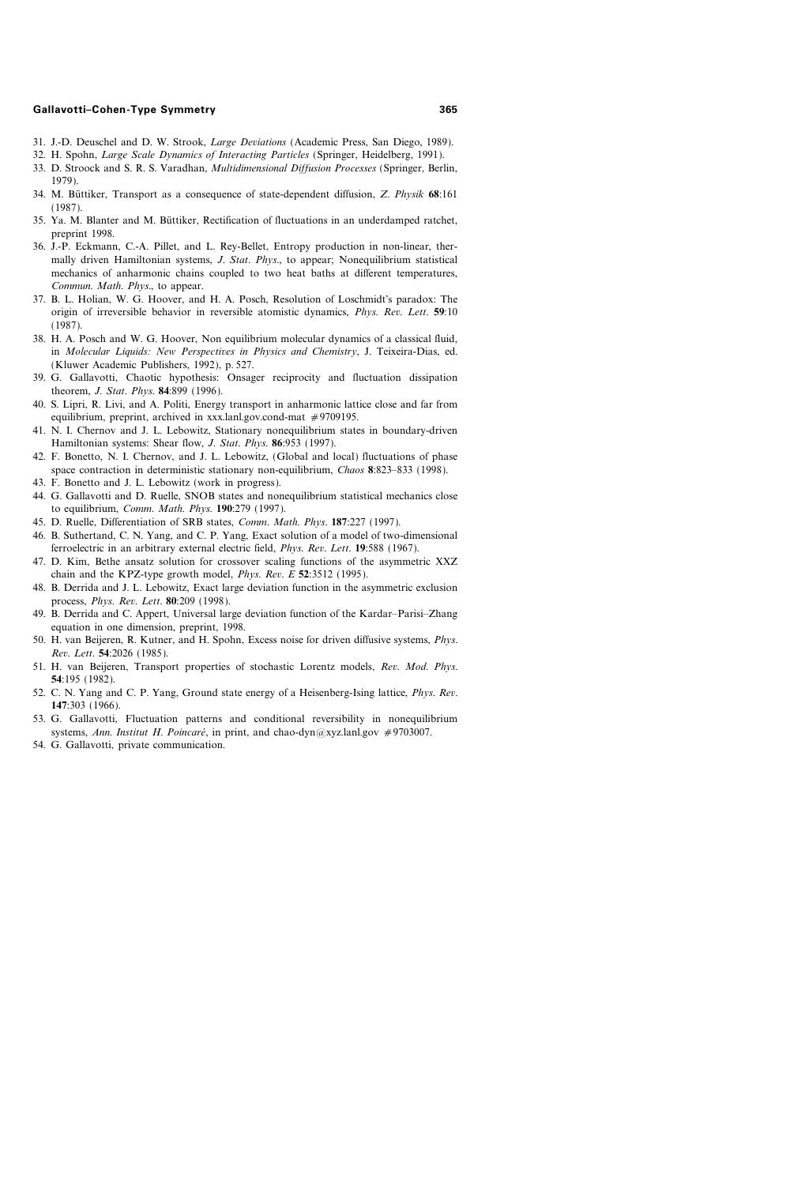31. J.-D. Deuschel and D. W. Strook, *Large Deviations* (Academic Press, San Diego, 1989).
32. H. Spohn, *Large Scale Dynamics of Interacting Particles* (Springer, Heidelberg, 1991).
33. D. Stroock and S. R. S. Varadhan, *Multidimensional Diffusion Processes* (Springer, Berlin, 1979).
34. M. Büttiker, Transport as a consequence of state-dependent diffusion, *Z. Physik* **68**:161 (1987).
35. Ya. M. Blanter and M. Büttiker, Rectification of fluctuations in an underdamped ratchet, preprint 1998.
36. J.-P. Eckmann, C.-A. Pillet, and L. Rey-Bellet, Entropy production in non-linear, thermally driven Hamiltonian systems, *J. Stat. Phys.*, to appear; Nonequilibrium statistical mechanics of anharmonic chains coupled to two heat baths at different temperatures, *Commun. Math. Phys.*, to appear.
37. B. L. Holian, W. G. Hoover, and H. A. Posch, Resolution of Loschmidt's paradox: The origin of irreversible behavior in reversible atomistic dynamics, *Phys. Rev. Lett.* **59**:10 (1987).
38. H. A. Posch and W. G. Hoover, Non equilibrium molecular dynamics of a classical fluid, in *Molecular Liquids: New Perspectives in Physics and Chemistry*, J. Teixeira-Dias, ed. (Kluwer Academic Publishers, 1992), p. 527.
39. G. Gallavotti, Chaotic hypothesis: Onsager reciprocity and fluctuation dissipation theorem, *J. Stat. Phys.* **84**:899 (1996).
40. S. Lipri, R. Livi, and A. Politi, Energy transport in anharmonic lattice close and far from equilibrium, preprint, archived in xxx.lanl.gov.cond-mat #9709195.
41. N. I. Chernov and J. L. Lebowitz, Stationary nonequilibrium states in boundary-driven Hamiltonian systems: Shear flow, *J. Stat. Phys.* **86**:953 (1997).
42. F. Bonetto, N. I. Chernov, and J. L. Lebowitz, (Global and local) fluctuations of phase space contraction in deterministic stationary non-equilibrium, *Chaos* **8**:823–833 (1998).
43. F. Bonetto and J. L. Lebowitz (work in progress).
44. G. Gallavotti and D. Ruelle, SNOB states and nonequilibrium statistical mechanics close to equilibrium, *Comm. Math. Phys.* **190**:279 (1997).
45. D. Ruelle, Differentiation of SRB states, *Comm. Math. Phys.* **187**:227 (1997).
46. B. Suthertand, C. N. Yang, and C. P. Yang, Exact solution of a model of two-dimensional ferroelectric in an arbitrary external electric field, *Phys. Rev. Lett.* **19**:588 (1967).
47. D. Kim, Bethe ansatz solution for crossover scaling functions of the asymmetric XXZ chain and the KPZ-type growth model, *Phys. Rev. E* **52**:3512 (1995).
48. B. Derrida and J. L. Lebowitz, Exact large deviation function in the asymmetric exclusion process, *Phys. Rev. Lett.* **80**:209 (1998).
49. B. Derrida and C. Appert, Universal large deviation function of the Kardar–Parisi–Zhang equation in one dimension, preprint, 1998.
50. H. van Beijeren, R. Kutner, and H. Spohn, Excess noise for driven diffusive systems, *Phys. Rev. Lett.* **54**:2026 (1985).
51. H. van Beijeren, Transport properties of stochastic Lorentz models, *Rev. Mod. Phys.* **54**:195 (1982).
52. C. N. Yang and C. P. Yang, Ground state energy of a Heisenberg-Ising lattice, *Phys. Rev.* **147**:303 (1966).
53. G. Gallavotti, Fluctuation patterns and conditional reversibility in nonequilibrium systems, *Ann. Institut H. Poincaré*, in print, and chao-dyn@xyz.lanl.gov #9703007.
54. G. Gallavotti, private communication.